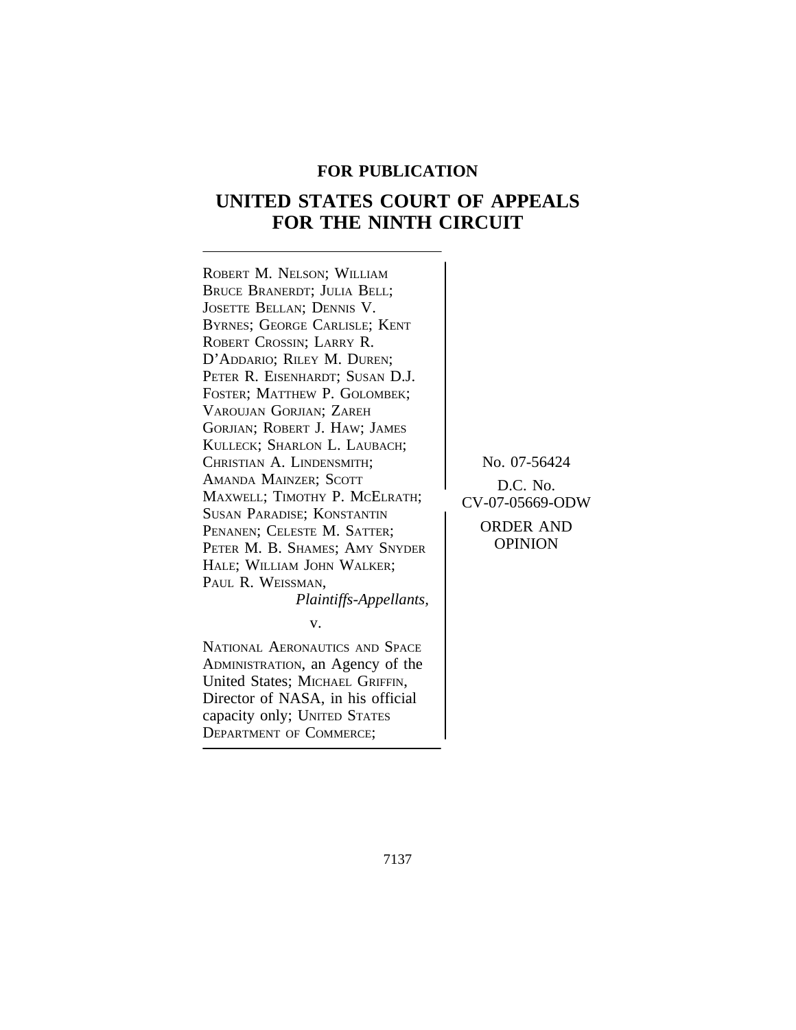**FOR PUBLICATION**

# UNITED STATES COURT OF APPEALS FOR THE NINTH CIRCUIT

ROBERT M. NELSON; WILLIAM BRUCE BRANERDT; JULIA BELL; JOSETTE BELLAN; DENNIS V. BYRNES; GEORGE CARLISLE; KENT ROBERT CROSSIN; LARRY R. D'ADDARIO; RILEY M. DUREN; PETER R. EISENHARDT; SUSAN D.J. FOSTER; MATTHEW P. GOLOMBEK; VAROUJAN GORJIAN; ZAREH GORJIAN; ROBERT J. HAW; JAMES KULLECK; SHARLON L. LAUBACH; CHRISTIAN A. LINDENSMITH; AMANDA MAINZER; SCOTT MAXWELL; TIMOTHY P. MCELRATH; SUSAN PARADISE; KONSTANTIN PENANEN; CELESTE M. SATTER; PETER M. B. SHAMES; AMY SNYDER HALE; WILLIAM JOHN WALKER; PAUL R. WEISSMAN,

*Plaintiffs-Appellants,*

v.

NATIONAL AERONAUTICS AND SPACE ADMINISTRATION, an Agency of the United States; MICHAEL GRIFFIN, Director of NASA, in his official capacity only; UNITED STATES DEPARTMENT OF COMMERCE;

No. 07-56424

D.C. No. CV-07-05669-ODW

ORDER AND OPINION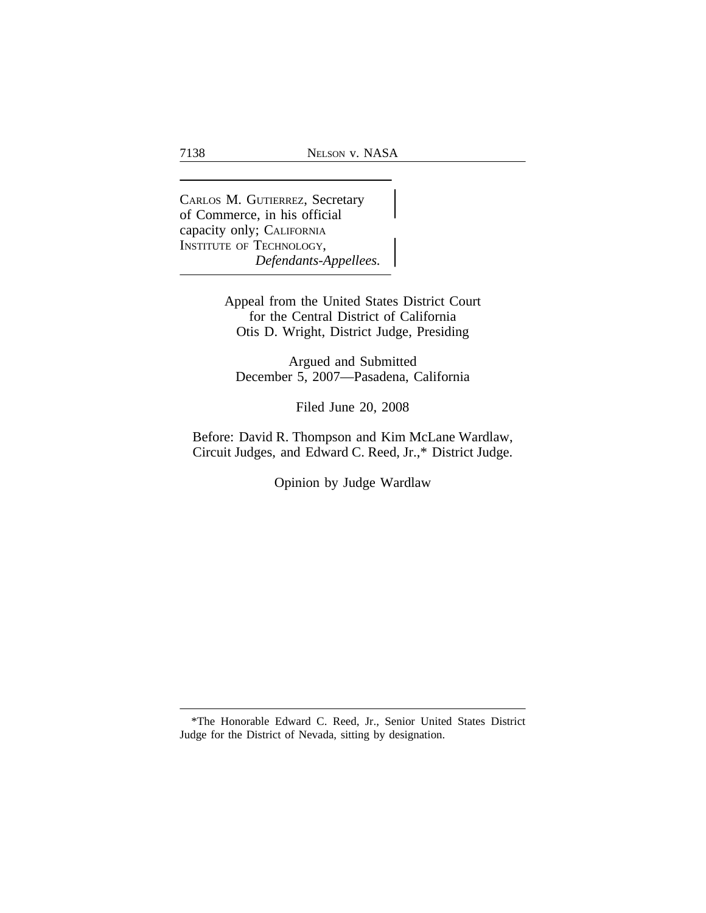CARLOS M. GUTIERREZ, Secretary of Commerce, in his official capacity only; CALIFORNIA INSTITUTE OF TECHNOLOGY,
*Defendants-Appellees.*

Appeal from the United States District Court
for the Central District of California
Otis D. Wright, District Judge, Presiding

Argued and Submitted
December 5, 2007—Pasadena, California

Filed June 20, 2008

Before: David R. Thompson and Kim McLane Wardlaw, Circuit Judges, and Edward C. Reed, Jr.,* District Judge.

Opinion by Judge Wardlaw

*The Honorable Edward C. Reed, Jr., Senior United States District Judge for the District of Nevada, sitting by designation.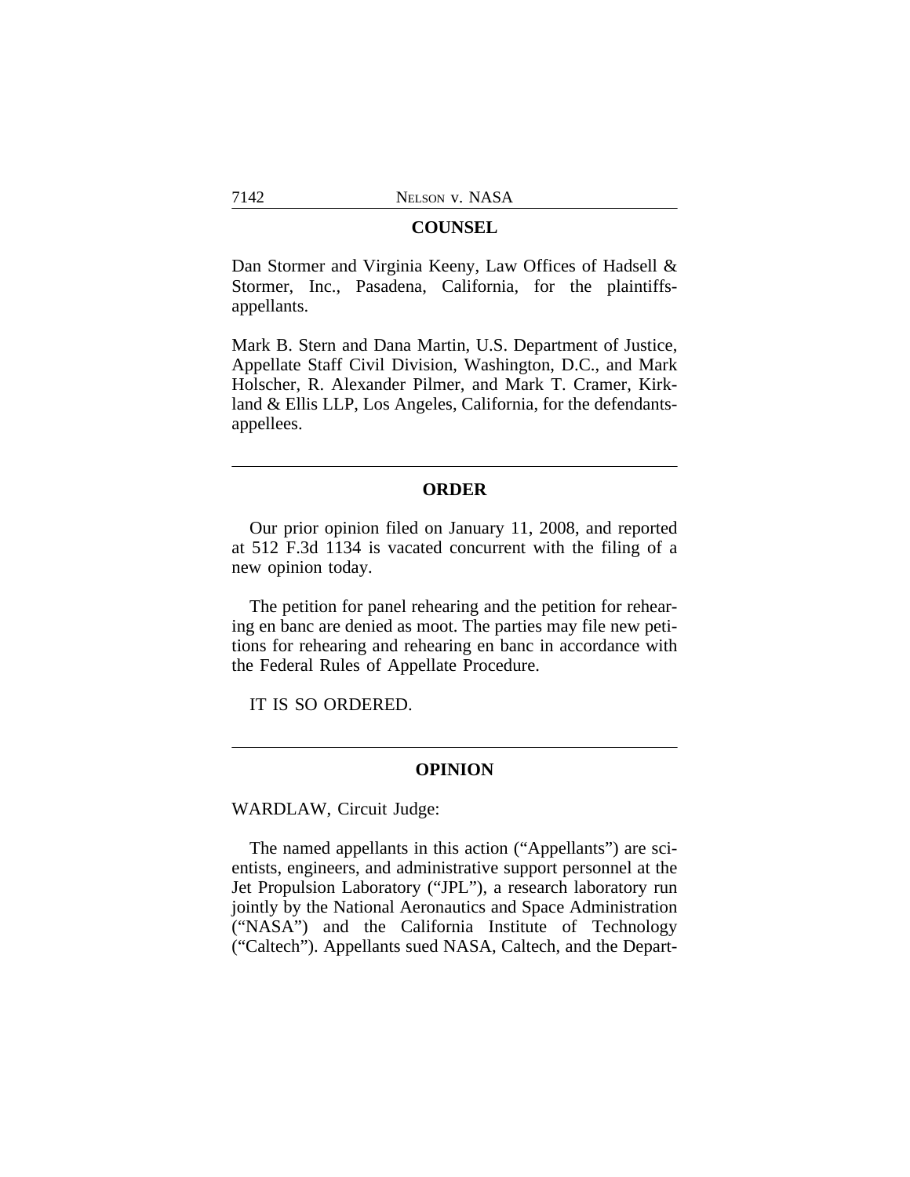## COUNSEL

Dan Stormer and Virginia Keeny, Law Offices of Hadsell & Stormer, Inc., Pasadena, California, for the plaintiffs-appellants.

Mark B. Stern and Dana Martin, U.S. Department of Justice, Appellate Staff Civil Division, Washington, D.C., and Mark Holscher, R. Alexander Pilmer, and Mark T. Cramer, Kirkland & Ellis LLP, Los Angeles, California, for the defendants-appellees.

---

## ORDER

Our prior opinion filed on January 11, 2008, and reported at 512 F.3d 1134 is vacated concurrent with the filing of a new opinion today.

The petition for panel rehearing and the petition for rehearing en banc are denied as moot. The parties may file new petitions for rehearing and rehearing en banc in accordance with the Federal Rules of Appellate Procedure.

IT IS SO ORDERED.

---

## OPINION

WARDLAW, Circuit Judge:

The named appellants in this action ("Appellants") are scientists, engineers, and administrative support personnel at the Jet Propulsion Laboratory ("JPL"), a research laboratory run jointly by the National Aeronautics and Space Administration ("NASA") and the California Institute of Technology ("Caltech"). Appellants sued NASA, Caltech, and the Depart-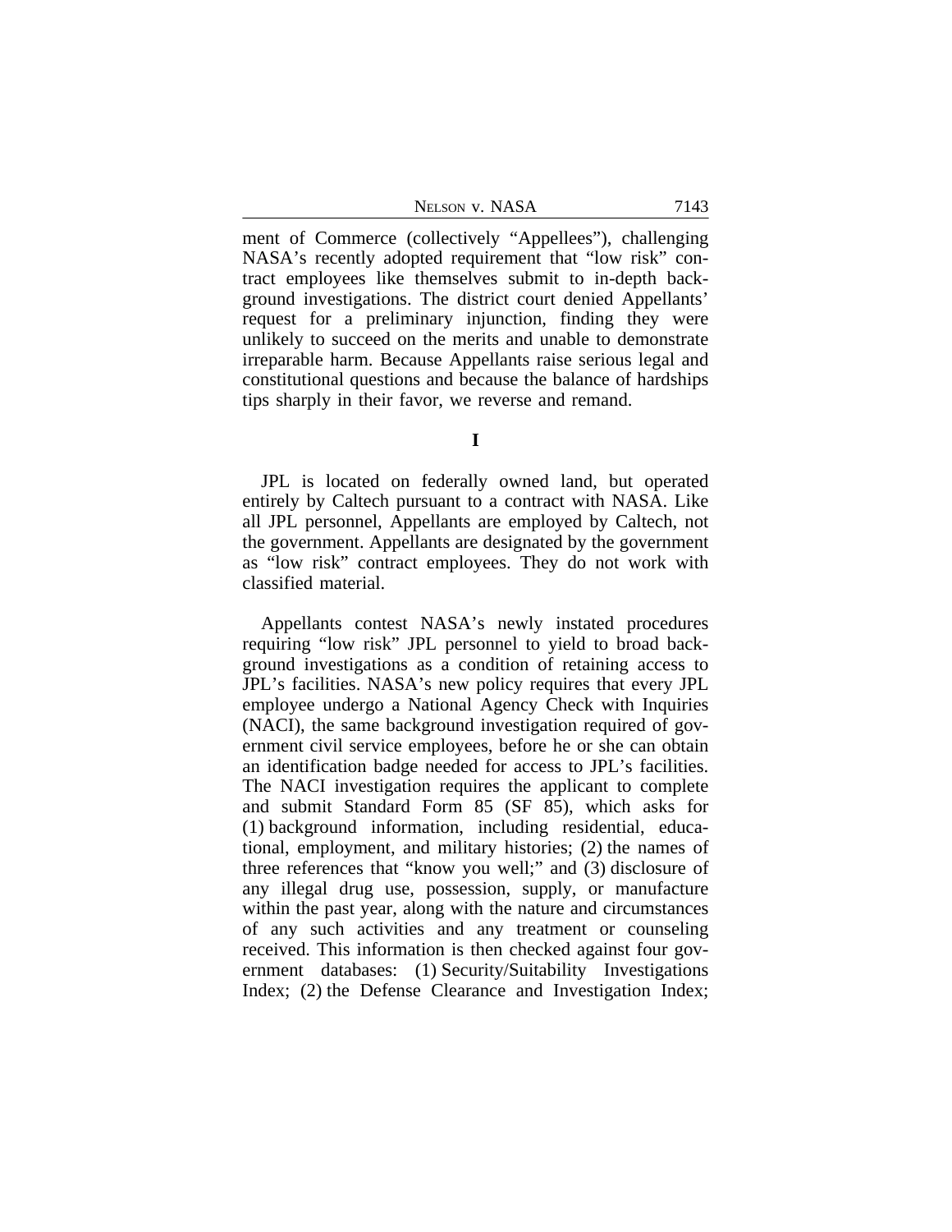ment of Commerce (collectively "Appellees"), challenging NASA's recently adopted requirement that "low risk" contract employees like themselves submit to in-depth background investigations. The district court denied Appellants' request for a preliminary injunction, finding they were unlikely to succeed on the merits and unable to demonstrate irreparable harm. Because Appellants raise serious legal and constitutional questions and because the balance of hardships tips sharply in their favor, we reverse and remand.

## I

JPL is located on federally owned land, but operated entirely by Caltech pursuant to a contract with NASA. Like all JPL personnel, Appellants are employed by Caltech, not the government. Appellants are designated by the government as "low risk" contract employees. They do not work with classified material.

Appellants contest NASA's newly instated procedures requiring "low risk" JPL personnel to yield to broad background investigations as a condition of retaining access to JPL's facilities. NASA's new policy requires that every JPL employee undergo a National Agency Check with Inquiries (NACI), the same background investigation required of government civil service employees, before he or she can obtain an identification badge needed for access to JPL's facilities. The NACI investigation requires the applicant to complete and submit Standard Form 85 (SF 85), which asks for (1) background information, including residential, educational, employment, and military histories; (2) the names of three references that "know you well;" and (3) disclosure of any illegal drug use, possession, supply, or manufacture within the past year, along with the nature and circumstances of any such activities and any treatment or counseling received. This information is then checked against four government databases: (1) Security/Suitability Investigations Index; (2) the Defense Clearance and Investigation Index;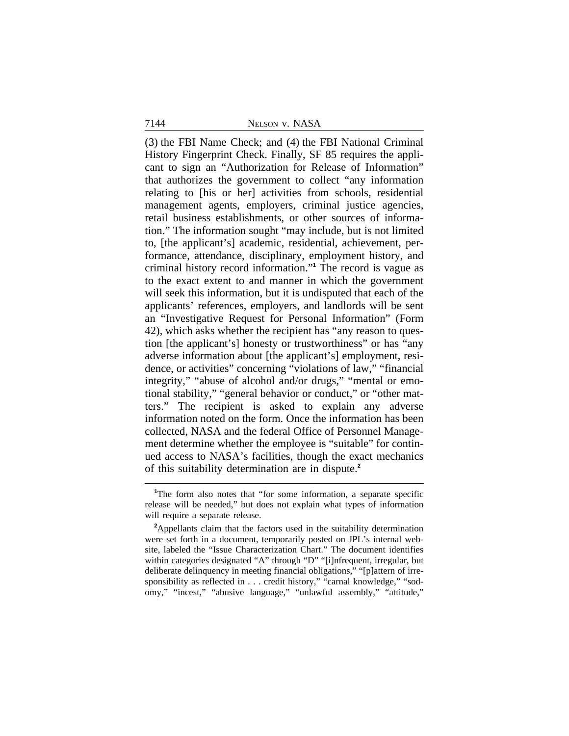(3) the FBI Name Check; and (4) the FBI National Criminal History Fingerprint Check. Finally, SF 85 requires the applicant to sign an "Authorization for Release of Information" that authorizes the government to collect "any information relating to [his or her] activities from schools, residential management agents, employers, criminal justice agencies, retail business establishments, or other sources of information." The information sought "may include, but is not limited to, [the applicant's] academic, residential, achievement, performance, attendance, disciplinary, employment history, and criminal history record information."[1] The record is vague as to the exact extent to and manner in which the government will seek this information, but it is undisputed that each of the applicants' references, employers, and landlords will be sent an "Investigative Request for Personal Information" (Form 42), which asks whether the recipient has "any reason to question [the applicant's] honesty or trustworthiness" or has "any adverse information about [the applicant's] employment, residence, or activities" concerning "violations of law," "financial integrity," "abuse of alcohol and/or drugs," "mental or emotional stability," "general behavior or conduct," or "other matters." The recipient is asked to explain any adverse information noted on the form. Once the information has been collected, NASA and the federal Office of Personnel Management determine whether the employee is "suitable" for continued access to NASA's facilities, though the exact mechanics of this suitability determination are in dispute.[2]

[1]The form also notes that "for some information, a separate specific release will be needed," but does not explain what types of information will require a separate release.

[2]Appellants claim that the factors used in the suitability determination were set forth in a document, temporarily posted on JPL's internal website, labeled the "Issue Characterization Chart." The document identifies within categories designated "A" through "D" "[i]nfrequent, irregular, but deliberate delinquency in meeting financial obligations," "[p]attern of irresponsibility as reflected in . . . credit history," "carnal knowledge," "sodomy," "incest," "abusive language," "unlawful assembly," "attitude,"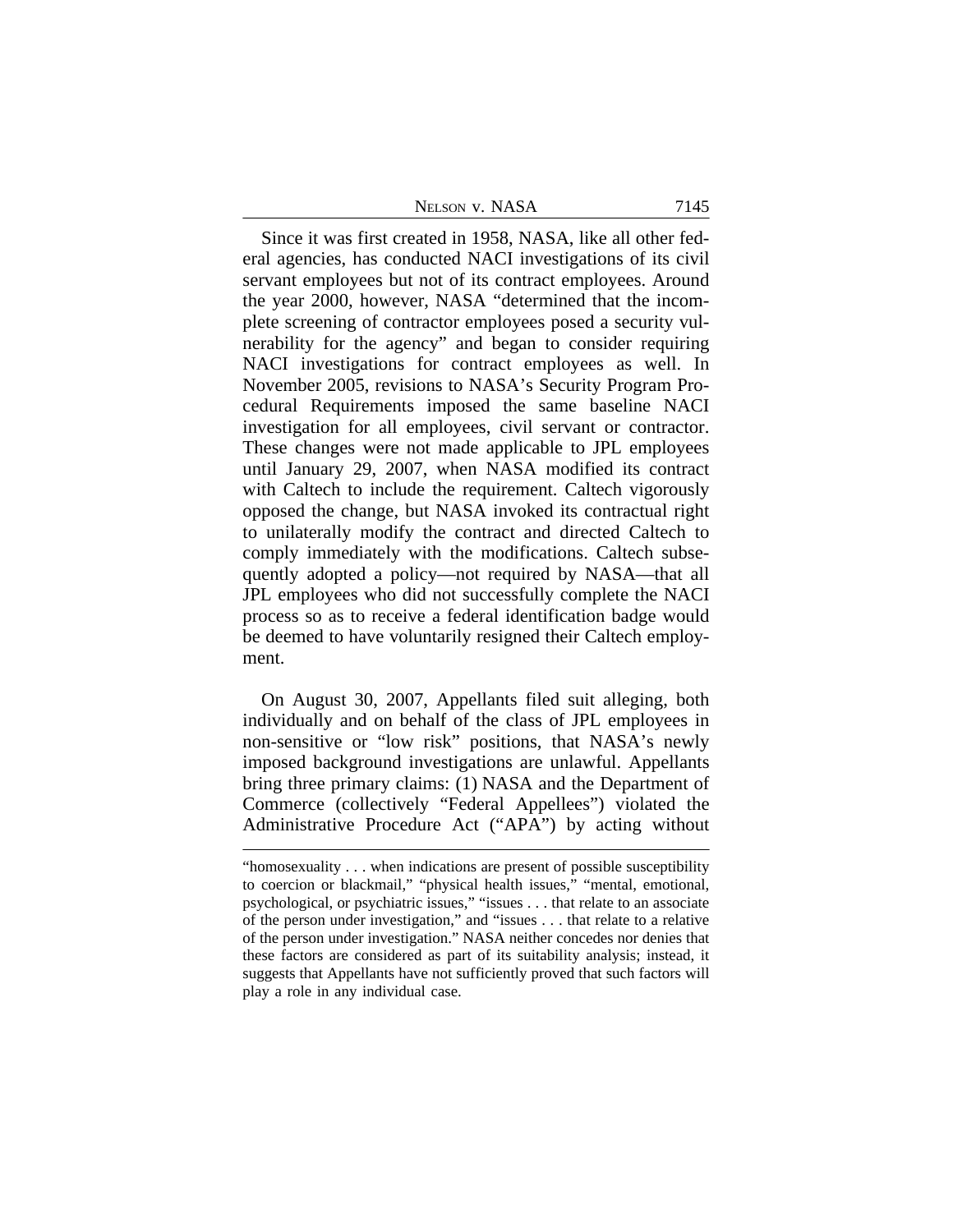Since it was first created in 1958, NASA, like all other federal agencies, has conducted NACI investigations of its civil servant employees but not of its contract employees. Around the year 2000, however, NASA "determined that the incomplete screening of contractor employees posed a security vulnerability for the agency" and began to consider requiring NACI investigations for contract employees as well. In November 2005, revisions to NASA's Security Program Procedural Requirements imposed the same baseline NACI investigation for all employees, civil servant or contractor. These changes were not made applicable to JPL employees until January 29, 2007, when NASA modified its contract with Caltech to include the requirement. Caltech vigorously opposed the change, but NASA invoked its contractual right to unilaterally modify the contract and directed Caltech to comply immediately with the modifications. Caltech subsequently adopted a policy—not required by NASA—that all JPL employees who did not successfully complete the NACI process so as to receive a federal identification badge would be deemed to have voluntarily resigned their Caltech employment.

On August 30, 2007, Appellants filed suit alleging, both individually and on behalf of the class of JPL employees in non-sensitive or "low risk" positions, that NASA's newly imposed background investigations are unlawful. Appellants bring three primary claims: (1) NASA and the Department of Commerce (collectively "Federal Appellees") violated the Administrative Procedure Act ("APA") by acting without

"homosexuality . . . when indications are present of possible susceptibility to coercion or blackmail," "physical health issues," "mental, emotional, psychological, or psychiatric issues," "issues . . . that relate to an associate of the person under investigation," and "issues . . . that relate to a relative of the person under investigation." NASA neither concedes nor denies that these factors are considered as part of its suitability analysis; instead, it suggests that Appellants have not sufficiently proved that such factors will play a role in any individual case.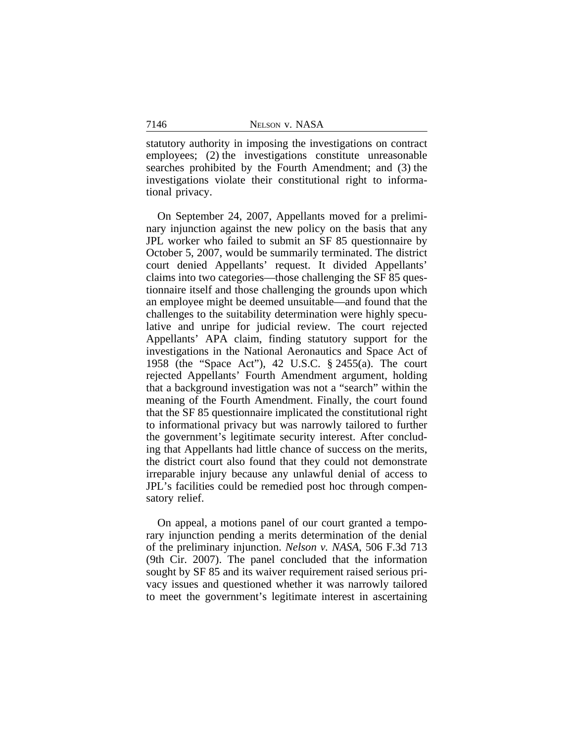statutory authority in imposing the investigations on contract employees; (2) the investigations constitute unreasonable searches prohibited by the Fourth Amendment; and (3) the investigations violate their constitutional right to informational privacy.

On September 24, 2007, Appellants moved for a preliminary injunction against the new policy on the basis that any JPL worker who failed to submit an SF 85 questionnaire by October 5, 2007, would be summarily terminated. The district court denied Appellants' request. It divided Appellants' claims into two categories—those challenging the SF 85 questionnaire itself and those challenging the grounds upon which an employee might be deemed unsuitable—and found that the challenges to the suitability determination were highly speculative and unripe for judicial review. The court rejected Appellants' APA claim, finding statutory support for the investigations in the National Aeronautics and Space Act of 1958 (the "Space Act"), 42 U.S.C. § 2455(a). The court rejected Appellants' Fourth Amendment argument, holding that a background investigation was not a "search" within the meaning of the Fourth Amendment. Finally, the court found that the SF 85 questionnaire implicated the constitutional right to informational privacy but was narrowly tailored to further the government's legitimate security interest. After concluding that Appellants had little chance of success on the merits, the district court also found that they could not demonstrate irreparable injury because any unlawful denial of access to JPL's facilities could be remedied post hoc through compensatory relief.

On appeal, a motions panel of our court granted a temporary injunction pending a merits determination of the denial of the preliminary injunction. *Nelson v. NASA*, 506 F.3d 713 (9th Cir. 2007). The panel concluded that the information sought by SF 85 and its waiver requirement raised serious privacy issues and questioned whether it was narrowly tailored to meet the government's legitimate interest in ascertaining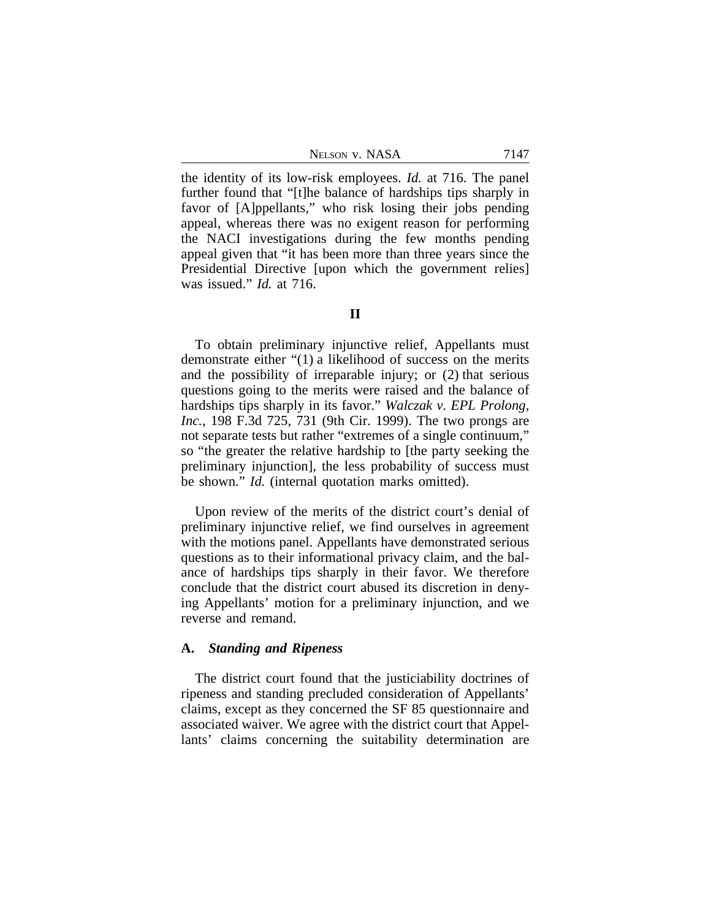the identity of its low-risk employees. *Id.* at 716. The panel further found that "[t]he balance of hardships tips sharply in favor of [A]ppellants," who risk losing their jobs pending appeal, whereas there was no exigent reason for performing the NACI investigations during the few months pending appeal given that "it has been more than three years since the Presidential Directive [upon which the government relies] was issued." *Id.* at 716.

## II

To obtain preliminary injunctive relief, Appellants must demonstrate either "(1) a likelihood of success on the merits and the possibility of irreparable injury; or (2) that serious questions going to the merits were raised and the balance of hardships tips sharply in its favor." *Walczak v. EPL Prolong, Inc.*, 198 F.3d 725, 731 (9th Cir. 1999). The two prongs are not separate tests but rather "extremes of a single continuum," so "the greater the relative hardship to [the party seeking the preliminary injunction], the less probability of success must be shown." *Id.* (internal quotation marks omitted).

Upon review of the merits of the district court's denial of preliminary injunctive relief, we find ourselves in agreement with the motions panel. Appellants have demonstrated serious questions as to their informational privacy claim, and the balance of hardships tips sharply in their favor. We therefore conclude that the district court abused its discretion in denying Appellants' motion for a preliminary injunction, and we reverse and remand.

### A. *Standing and Ripeness*

The district court found that the justiciability doctrines of ripeness and standing precluded consideration of Appellants' claims, except as they concerned the SF 85 questionnaire and associated waiver. We agree with the district court that Appellants' claims concerning the suitability determination are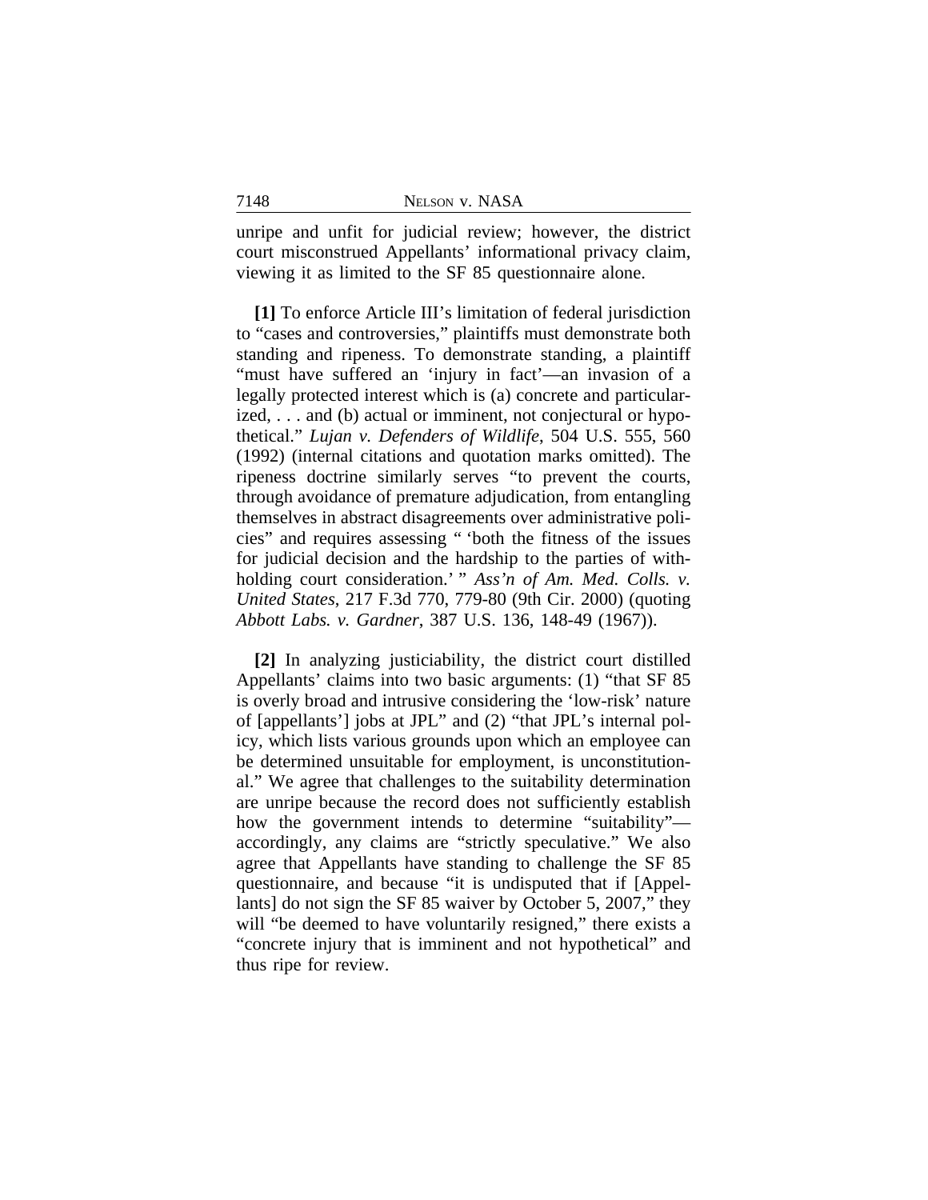unripe and unfit for judicial review; however, the district court misconstrued Appellants' informational privacy claim, viewing it as limited to the SF 85 questionnaire alone.

**[1]** To enforce Article III's limitation of federal jurisdiction to "cases and controversies," plaintiffs must demonstrate both standing and ripeness. To demonstrate standing, a plaintiff "must have suffered an 'injury in fact'—an invasion of a legally protected interest which is (a) concrete and particularized, . . . and (b) actual or imminent, not conjectural or hypothetical." *Lujan v. Defenders of Wildlife*, 504 U.S. 555, 560 (1992) (internal citations and quotation marks omitted). The ripeness doctrine similarly serves "to prevent the courts, through avoidance of premature adjudication, from entangling themselves in abstract disagreements over administrative policies" and requires assessing " 'both the fitness of the issues for judicial decision and the hardship to the parties of withholding court consideration.' " *Ass'n of Am. Med. Colls. v. United States*, 217 F.3d 770, 779-80 (9th Cir. 2000) (quoting *Abbott Labs. v. Gardner*, 387 U.S. 136, 148-49 (1967)).

**[2]** In analyzing justiciability, the district court distilled Appellants' claims into two basic arguments: (1) "that SF 85 is overly broad and intrusive considering the 'low-risk' nature of [appellants'] jobs at JPL" and (2) "that JPL's internal policy, which lists various grounds upon which an employee can be determined unsuitable for employment, is unconstitutional." We agree that challenges to the suitability determination are unripe because the record does not sufficiently establish how the government intends to determine "suitability"—accordingly, any claims are "strictly speculative." We also agree that Appellants have standing to challenge the SF 85 questionnaire, and because "it is undisputed that if [Appellants] do not sign the SF 85 waiver by October 5, 2007," they will "be deemed to have voluntarily resigned," there exists a "concrete injury that is imminent and not hypothetical" and thus ripe for review.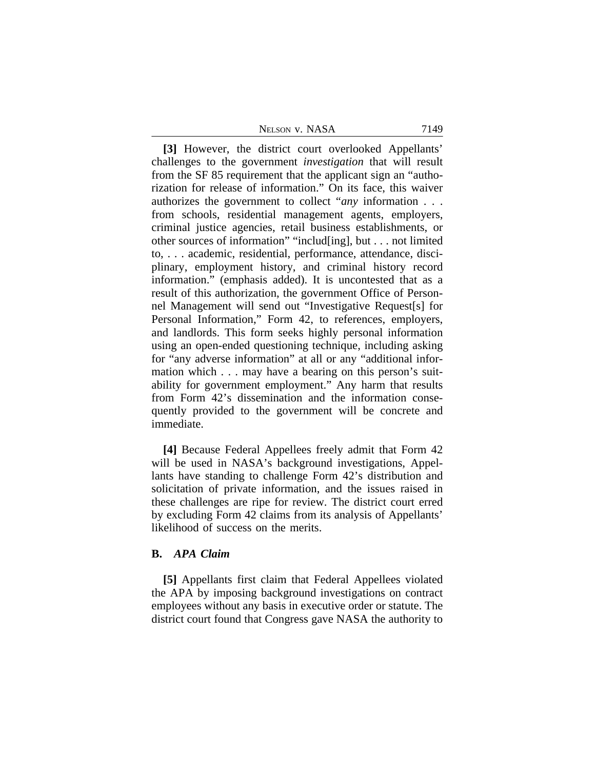**[3]** However, the district court overlooked Appellants' challenges to the government *investigation* that will result from the SF 85 requirement that the applicant sign an "authorization for release of information." On its face, this waiver authorizes the government to collect "*any* information . . . from schools, residential management agents, employers, criminal justice agencies, retail business establishments, or other sources of information" "includ[ing], but . . . not limited to, . . . academic, residential, performance, attendance, disciplinary, employment history, and criminal history record information." (emphasis added). It is uncontested that as a result of this authorization, the government Office of Personnel Management will send out "Investigative Request[s] for Personal Information," Form 42, to references, employers, and landlords. This form seeks highly personal information using an open-ended questioning technique, including asking for "any adverse information" at all or any "additional information which . . . may have a bearing on this person's suitability for government employment." Any harm that results from Form 42's dissemination and the information consequently provided to the government will be concrete and immediate.

**[4]** Because Federal Appellees freely admit that Form 42 will be used in NASA's background investigations, Appellants have standing to challenge Form 42's distribution and solicitation of private information, and the issues raised in these challenges are ripe for review. The district court erred by excluding Form 42 claims from its analysis of Appellants' likelihood of success on the merits.

### B. *APA Claim*

**[5]** Appellants first claim that Federal Appellees violated the APA by imposing background investigations on contract employees without any basis in executive order or statute. The district court found that Congress gave NASA the authority to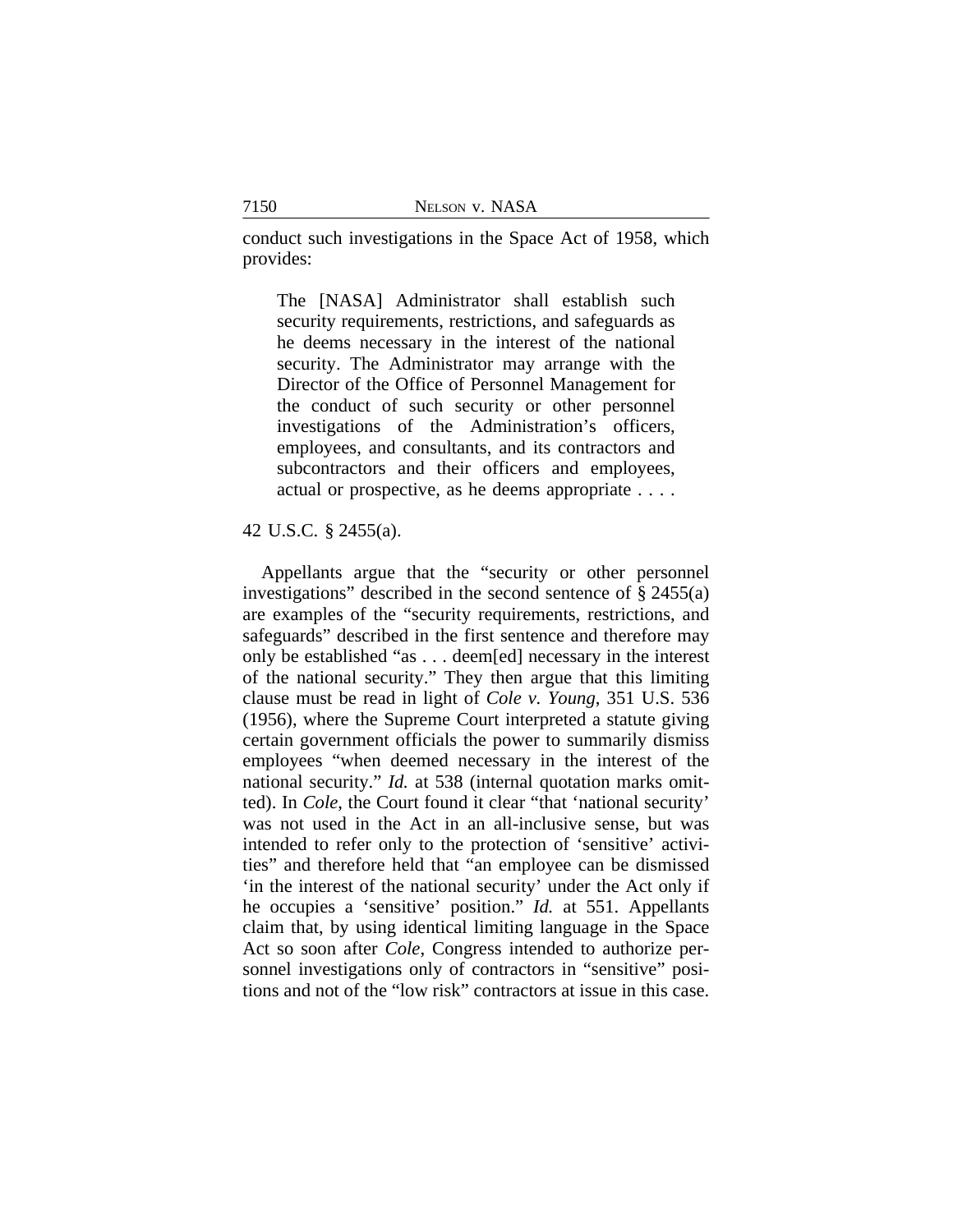conduct such investigations in the Space Act of 1958, which provides:

> The [NASA] Administrator shall establish such security requirements, restrictions, and safeguards as he deems necessary in the interest of the national security. The Administrator may arrange with the Director of the Office of Personnel Management for the conduct of such security or other personnel investigations of the Administration's officers, employees, and consultants, and its contractors and subcontractors and their officers and employees, actual or prospective, as he deems appropriate . . . .

42 U.S.C. § 2455(a).

Appellants argue that the "security or other personnel investigations" described in the second sentence of § 2455(a) are examples of the "security requirements, restrictions, and safeguards" described in the first sentence and therefore may only be established "as . . . deem[ed] necessary in the interest of the national security." They then argue that this limiting clause must be read in light of *Cole v. Young*, 351 U.S. 536 (1956), where the Supreme Court interpreted a statute giving certain government officials the power to summarily dismiss employees "when deemed necessary in the interest of the national security." *Id.* at 538 (internal quotation marks omitted). In *Cole*, the Court found it clear "that 'national security' was not used in the Act in an all-inclusive sense, but was intended to refer only to the protection of 'sensitive' activities" and therefore held that "an employee can be dismissed 'in the interest of the national security' under the Act only if he occupies a 'sensitive' position." *Id.* at 551. Appellants claim that, by using identical limiting language in the Space Act so soon after *Cole*, Congress intended to authorize personnel investigations only of contractors in "sensitive" positions and not of the "low risk" contractors at issue in this case.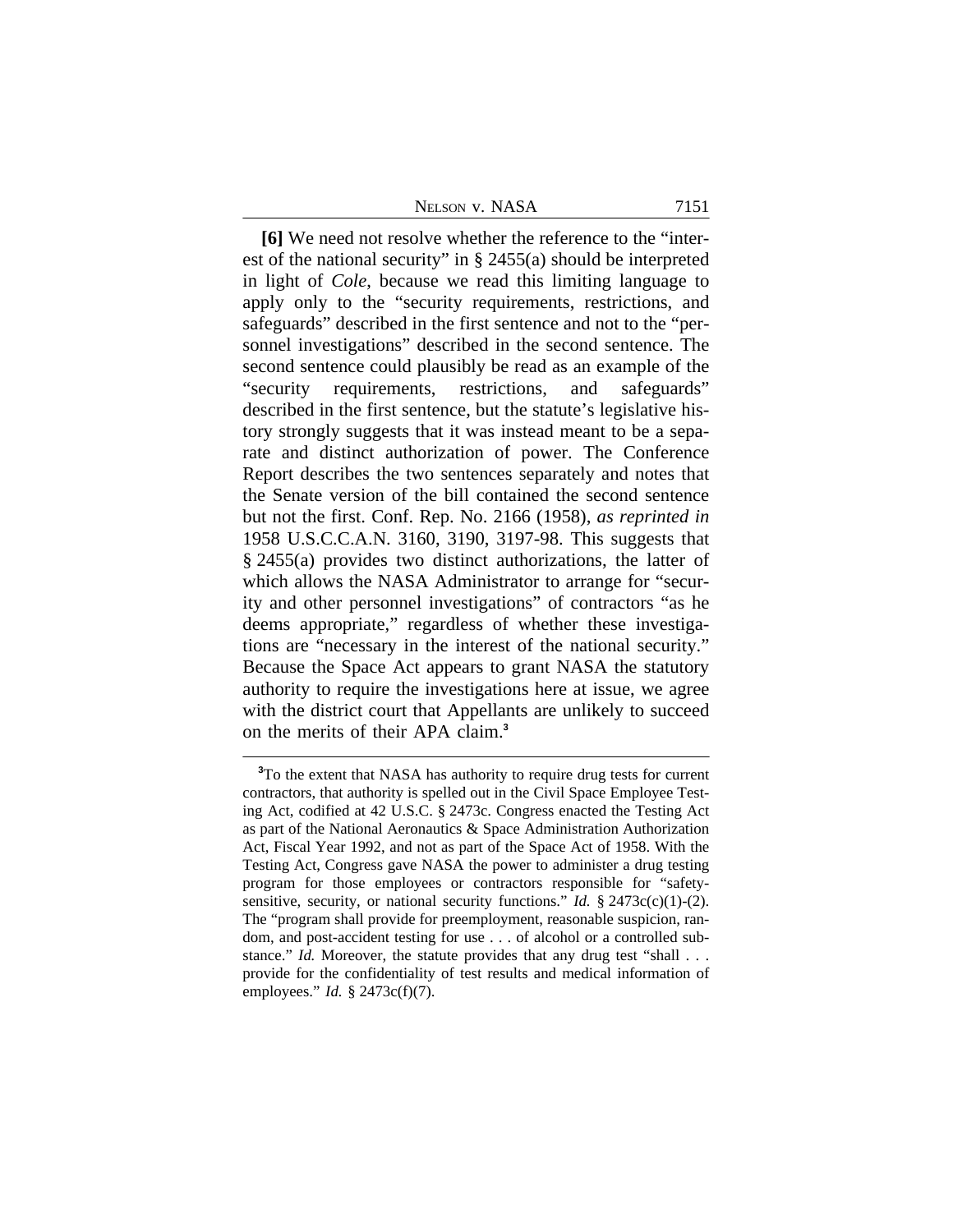**[6]** We need not resolve whether the reference to the "interest of the national security" in § 2455(a) should be interpreted in light of *Cole*, because we read this limiting language to apply only to the "security requirements, restrictions, and safeguards" described in the first sentence and not to the "personnel investigations" described in the second sentence. The second sentence could plausibly be read as an example of the "security requirements, restrictions, and safeguards" described in the first sentence, but the statute's legislative history strongly suggests that it was instead meant to be a separate and distinct authorization of power. The Conference Report describes the two sentences separately and notes that the Senate version of the bill contained the second sentence but not the first. Conf. Rep. No. 2166 (1958), *as reprinted in* 1958 U.S.C.C.A.N. 3160, 3190, 3197-98. This suggests that § 2455(a) provides two distinct authorizations, the latter of which allows the NASA Administrator to arrange for "security and other personnel investigations" of contractors "as he deems appropriate," regardless of whether these investigations are "necessary in the interest of the national security." Because the Space Act appears to grant NASA the statutory authority to require the investigations here at issue, we agree with the district court that Appellants are unlikely to succeed on the merits of their APA claim.[3]

[3]To the extent that NASA has authority to require drug tests for current contractors, that authority is spelled out in the Civil Space Employee Testing Act, codified at 42 U.S.C. § 2473c. Congress enacted the Testing Act as part of the National Aeronautics & Space Administration Authorization Act, Fiscal Year 1992, and not as part of the Space Act of 1958. With the Testing Act, Congress gave NASA the power to administer a drug testing program for those employees or contractors responsible for "safety-sensitive, security, or national security functions." *Id.* § 2473c(c)(1)-(2). The "program shall provide for preemployment, reasonable suspicion, random, and post-accident testing for use . . . of alcohol or a controlled substance." *Id.* Moreover, the statute provides that any drug test "shall . . . provide for the confidentiality of test results and medical information of employees." *Id.* § 2473c(f)(7).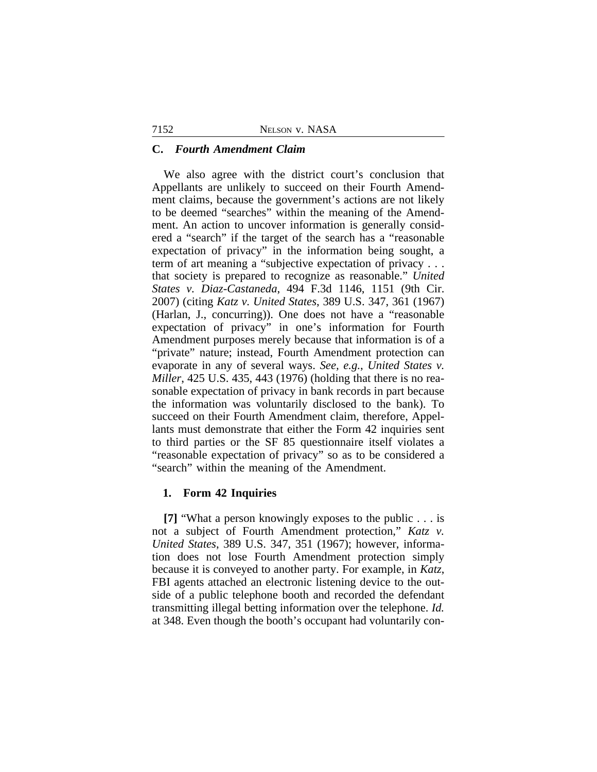### C. *Fourth Amendment Claim*

We also agree with the district court's conclusion that Appellants are unlikely to succeed on their Fourth Amendment claims, because the government's actions are not likely to be deemed "searches" within the meaning of the Amendment. An action to uncover information is generally considered a "search" if the target of the search has a "reasonable expectation of privacy" in the information being sought, a term of art meaning a "subjective expectation of privacy . . . that society is prepared to recognize as reasonable." *United States v. Diaz-Castaneda*, 494 F.3d 1146, 1151 (9th Cir. 2007) (citing *Katz v. United States*, 389 U.S. 347, 361 (1967) (Harlan, J., concurring)). One does not have a "reasonable expectation of privacy" in one's information for Fourth Amendment purposes merely because that information is of a "private" nature; instead, Fourth Amendment protection can evaporate in any of several ways. *See, e.g.*, *United States v. Miller*, 425 U.S. 435, 443 (1976) (holding that there is no reasonable expectation of privacy in bank records in part because the information was voluntarily disclosed to the bank). To succeed on their Fourth Amendment claim, therefore, Appellants must demonstrate that either the Form 42 inquiries sent to third parties or the SF 85 questionnaire itself violates a "reasonable expectation of privacy" so as to be considered a "search" within the meaning of the Amendment.

#### 1. Form 42 Inquiries

**[7]** "What a person knowingly exposes to the public . . . is not a subject of Fourth Amendment protection," *Katz v. United States*, 389 U.S. 347, 351 (1967); however, information does not lose Fourth Amendment protection simply because it is conveyed to another party. For example, in *Katz*, FBI agents attached an electronic listening device to the outside of a public telephone booth and recorded the defendant transmitting illegal betting information over the telephone. *Id.* at 348. Even though the booth's occupant had voluntarily con-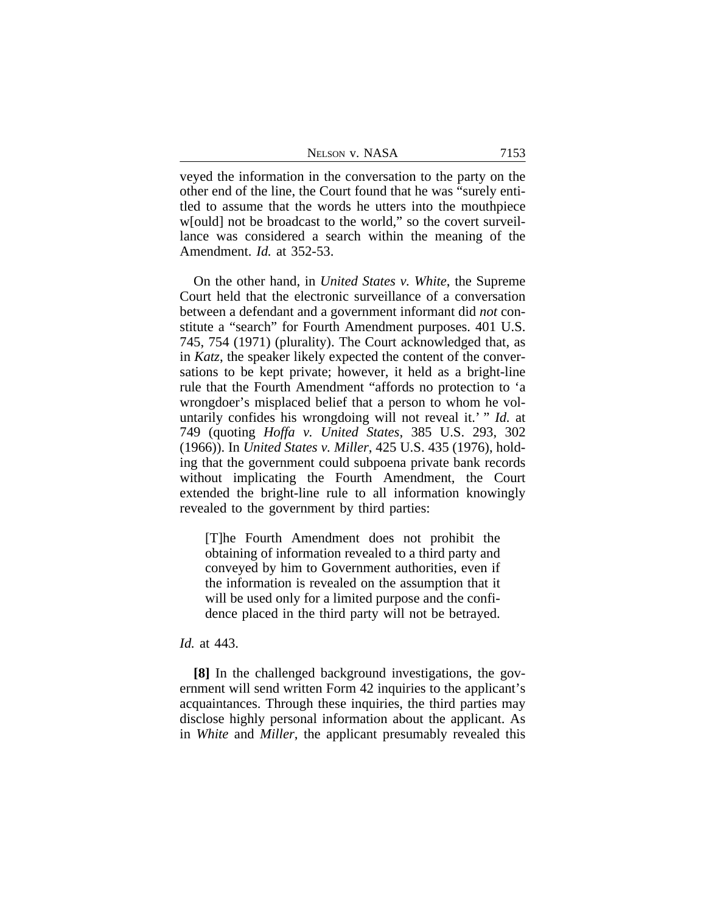veyed the information in the conversation to the party on the other end of the line, the Court found that he was "surely entitled to assume that the words he utters into the mouthpiece w[ould] not be broadcast to the world," so the covert surveillance was considered a search within the meaning of the Amendment. *Id.* at 352-53.

On the other hand, in *United States v. White*, the Supreme Court held that the electronic surveillance of a conversation between a defendant and a government informant did *not* constitute a "search" for Fourth Amendment purposes. 401 U.S. 745, 754 (1971) (plurality). The Court acknowledged that, as in *Katz*, the speaker likely expected the content of the conversations to be kept private; however, it held as a bright-line rule that the Fourth Amendment "affords no protection to 'a wrongdoer's misplaced belief that a person to whom he voluntarily confides his wrongdoing will not reveal it.' " *Id.* at 749 (quoting *Hoffa v. United States*, 385 U.S. 293, 302 (1966)). In *United States v. Miller*, 425 U.S. 435 (1976), holding that the government could subpoena private bank records without implicating the Fourth Amendment, the Court extended the bright-line rule to all information knowingly revealed to the government by third parties:

> [T]he Fourth Amendment does not prohibit the obtaining of information revealed to a third party and conveyed by him to Government authorities, even if the information is revealed on the assumption that it will be used only for a limited purpose and the confidence placed in the third party will not be betrayed.

*Id.* at 443.

**[8]** In the challenged background investigations, the government will send written Form 42 inquiries to the applicant's acquaintances. Through these inquiries, the third parties may disclose highly personal information about the applicant. As in *White* and *Miller*, the applicant presumably revealed this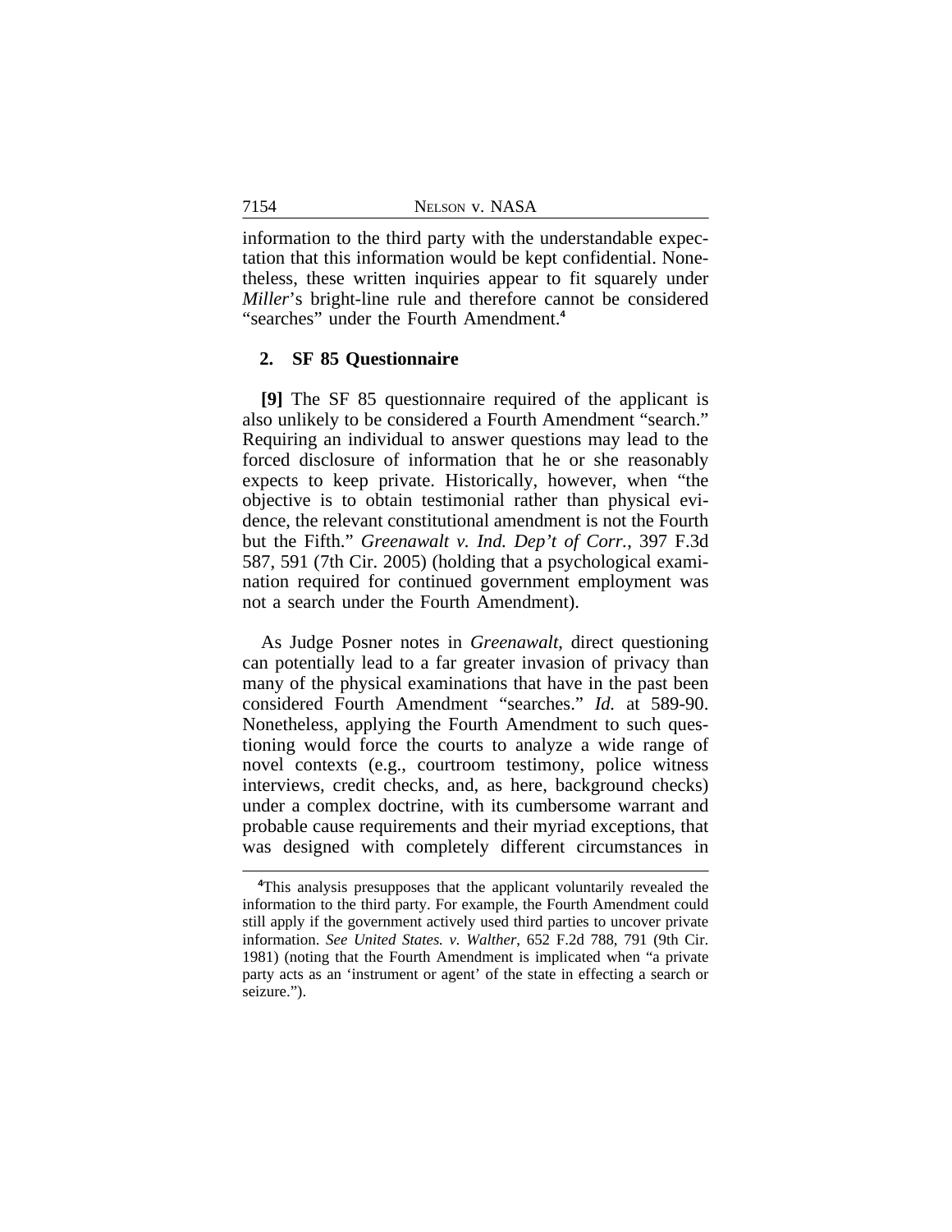information to the third party with the understandable expectation that this information would be kept confidential. Nonetheless, these written inquiries appear to fit squarely under *Miller*'s bright-line rule and therefore cannot be considered "searches" under the Fourth Amendment.[4]

### 2. SF 85 Questionnaire

**[9]** The SF 85 questionnaire required of the applicant is also unlikely to be considered a Fourth Amendment "search." Requiring an individual to answer questions may lead to the forced disclosure of information that he or she reasonably expects to keep private. Historically, however, when "the objective is to obtain testimonial rather than physical evidence, the relevant constitutional amendment is not the Fourth but the Fifth." *Greenawalt v. Ind. Dep't of Corr.*, 397 F.3d 587, 591 (7th Cir. 2005) (holding that a psychological examination required for continued government employment was not a search under the Fourth Amendment).

As Judge Posner notes in *Greenawalt*, direct questioning can potentially lead to a far greater invasion of privacy than many of the physical examinations that have in the past been considered Fourth Amendment "searches." *Id.* at 589-90. Nonetheless, applying the Fourth Amendment to such questioning would force the courts to analyze a wide range of novel contexts (e.g., courtroom testimony, police witness interviews, credit checks, and, as here, background checks) under a complex doctrine, with its cumbersome warrant and probable cause requirements and their myriad exceptions, that was designed with completely different circumstances in

---

[4]This analysis presupposes that the applicant voluntarily revealed the information to the third party. For example, the Fourth Amendment could still apply if the government actively used third parties to uncover private information. *See United States. v. Walther*, 652 F.2d 788, 791 (9th Cir. 1981) (noting that the Fourth Amendment is implicated when "a private party acts as an 'instrument or agent' of the state in effecting a search or seizure.").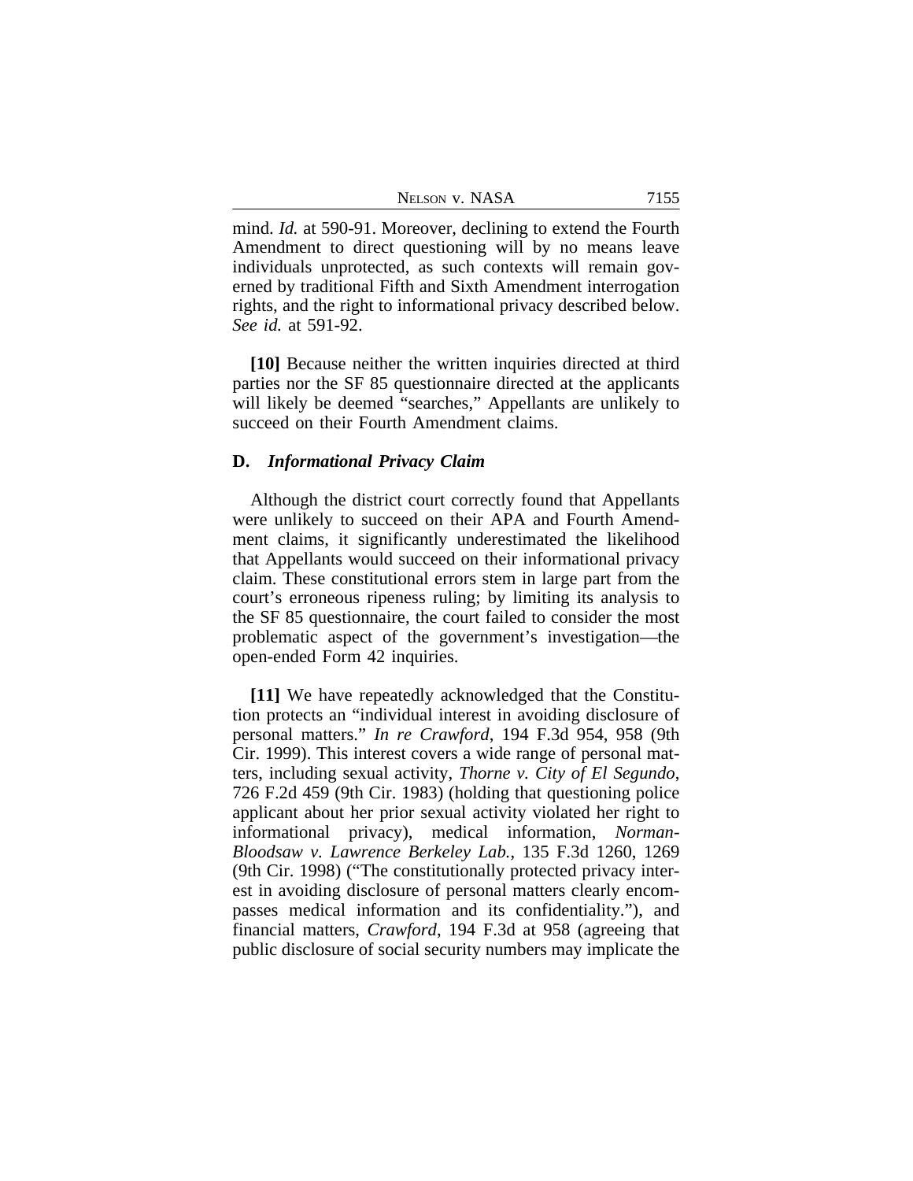mind. *Id.* at 590-91. Moreover, declining to extend the Fourth Amendment to direct questioning will by no means leave individuals unprotected, as such contexts will remain governed by traditional Fifth and Sixth Amendment interrogation rights, and the right to informational privacy described below. *See id.* at 591-92.

**[10]** Because neither the written inquiries directed at third parties nor the SF 85 questionnaire directed at the applicants will likely be deemed "searches," Appellants are unlikely to succeed on their Fourth Amendment claims.

### D. *Informational Privacy Claim*

Although the district court correctly found that Appellants were unlikely to succeed on their APA and Fourth Amendment claims, it significantly underestimated the likelihood that Appellants would succeed on their informational privacy claim. These constitutional errors stem in large part from the court's erroneous ripeness ruling; by limiting its analysis to the SF 85 questionnaire, the court failed to consider the most problematic aspect of the government's investigation—the open-ended Form 42 inquiries.

**[11]** We have repeatedly acknowledged that the Constitution protects an "individual interest in avoiding disclosure of personal matters." *In re Crawford*, 194 F.3d 954, 958 (9th Cir. 1999). This interest covers a wide range of personal matters, including sexual activity, *Thorne v. City of El Segundo*, 726 F.2d 459 (9th Cir. 1983) (holding that questioning police applicant about her prior sexual activity violated her right to informational privacy), medical information, *Norman-Bloodsaw v. Lawrence Berkeley Lab.*, 135 F.3d 1260, 1269 (9th Cir. 1998) ("The constitutionally protected privacy interest in avoiding disclosure of personal matters clearly encompasses medical information and its confidentiality."), and financial matters, *Crawford*, 194 F.3d at 958 (agreeing that public disclosure of social security numbers may implicate the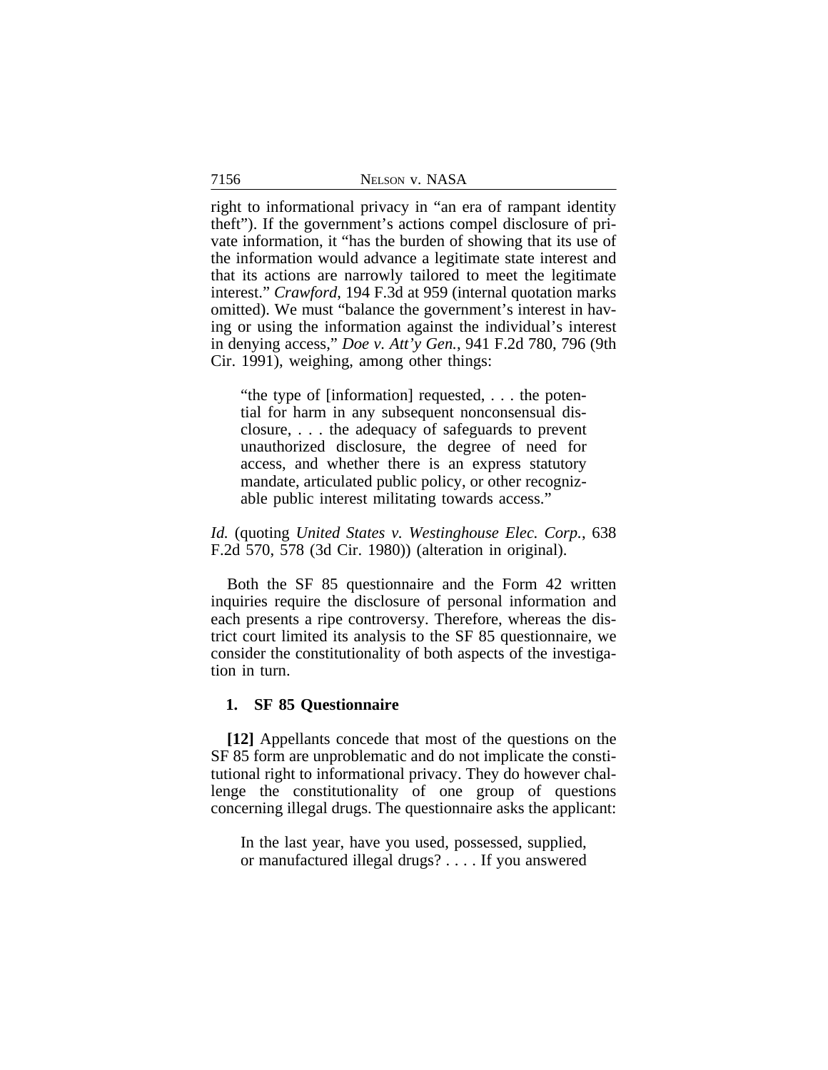right to informational privacy in "an era of rampant identity theft"). If the government's actions compel disclosure of private information, it "has the burden of showing that its use of the information would advance a legitimate state interest and that its actions are narrowly tailored to meet the legitimate interest." *Crawford*, 194 F.3d at 959 (internal quotation marks omitted). We must "balance the government's interest in having or using the information against the individual's interest in denying access," *Doe v. Att'y Gen.*, 941 F.2d 780, 796 (9th Cir. 1991), weighing, among other things:

> "the type of [information] requested, . . . the potential for harm in any subsequent nonconsensual disclosure, . . . the adequacy of safeguards to prevent unauthorized disclosure, the degree of need for access, and whether there is an express statutory mandate, articulated public policy, or other recognizable public interest militating towards access."

*Id.* (quoting *United States v. Westinghouse Elec. Corp.*, 638 F.2d 570, 578 (3d Cir. 1980)) (alteration in original).

Both the SF 85 questionnaire and the Form 42 written inquiries require the disclosure of personal information and each presents a ripe controversy. Therefore, whereas the district court limited its analysis to the SF 85 questionnaire, we consider the constitutionality of both aspects of the investigation in turn.

### 1. SF 85 Questionnaire

**[12]** Appellants concede that most of the questions on the SF 85 form are unproblematic and do not implicate the constitutional right to informational privacy. They do however challenge the constitutionality of one group of questions concerning illegal drugs. The questionnaire asks the applicant:

> In the last year, have you used, possessed, supplied, or manufactured illegal drugs? . . . . If you answered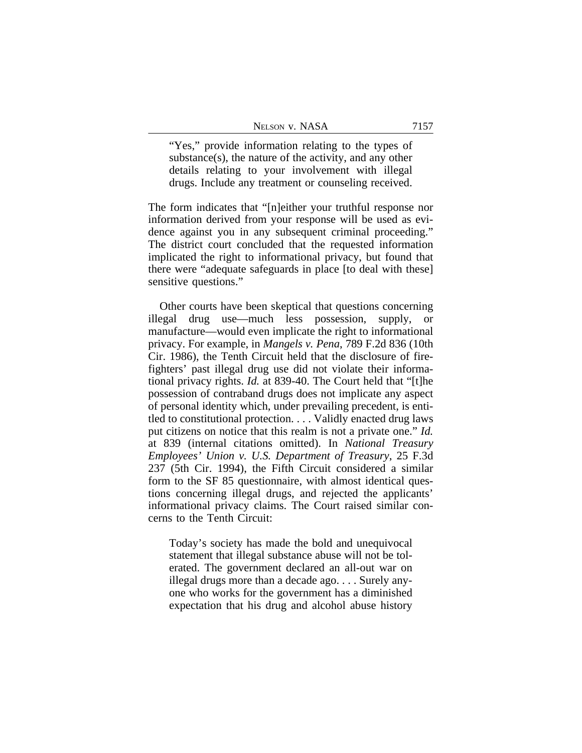> "Yes," provide information relating to the types of substance(s), the nature of the activity, and any other details relating to your involvement with illegal drugs. Include any treatment or counseling received.

The form indicates that "[n]either your truthful response nor information derived from your response will be used as evidence against you in any subsequent criminal proceeding." The district court concluded that the requested information implicated the right to informational privacy, but found that there were "adequate safeguards in place [to deal with these] sensitive questions."

Other courts have been skeptical that questions concerning illegal drug use—much less possession, supply, or manufacture—would even implicate the right to informational privacy. For example, in *Mangels v. Pena*, 789 F.2d 836 (10th Cir. 1986), the Tenth Circuit held that the disclosure of firefighters' past illegal drug use did not violate their informational privacy rights. *Id.* at 839-40. The Court held that "[t]he possession of contraband drugs does not implicate any aspect of personal identity which, under prevailing precedent, is entitled to constitutional protection. . . . Validly enacted drug laws put citizens on notice that this realm is not a private one." *Id.* at 839 (internal citations omitted). In *National Treasury Employees' Union v. U.S. Department of Treasury*, 25 F.3d 237 (5th Cir. 1994), the Fifth Circuit considered a similar form to the SF 85 questionnaire, with almost identical questions concerning illegal drugs, and rejected the applicants' informational privacy claims. The Court raised similar concerns to the Tenth Circuit:

> Today's society has made the bold and unequivocal statement that illegal substance abuse will not be tolerated. The government declared an all-out war on illegal drugs more than a decade ago. . . . Surely anyone who works for the government has a diminished expectation that his drug and alcohol abuse history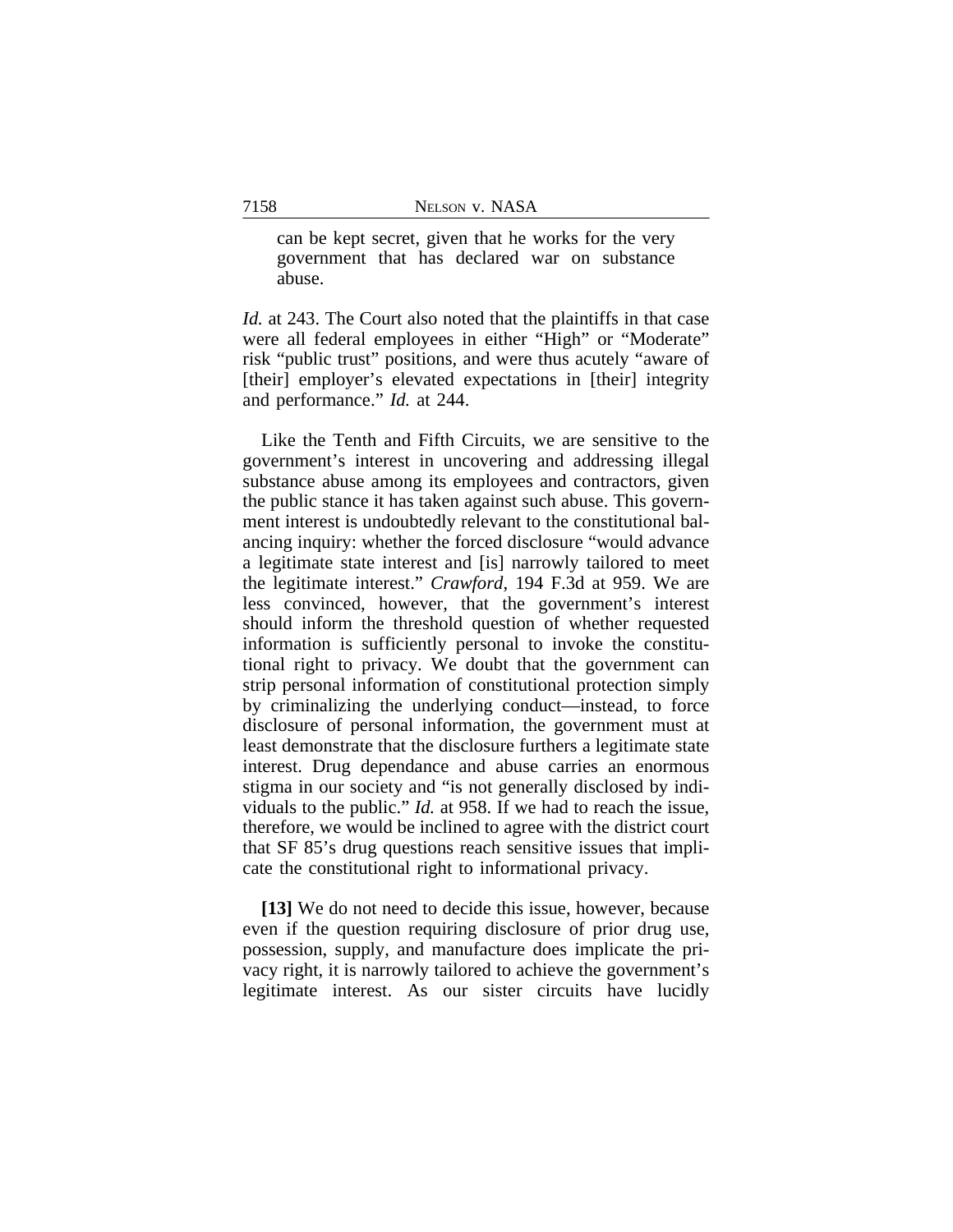> can be kept secret, given that he works for the very government that has declared war on substance abuse.

*Id.* at 243. The Court also noted that the plaintiffs in that case were all federal employees in either "High" or "Moderate" risk "public trust" positions, and were thus acutely "aware of [their] employer's elevated expectations in [their] integrity and performance." *Id.* at 244.

Like the Tenth and Fifth Circuits, we are sensitive to the government's interest in uncovering and addressing illegal substance abuse among its employees and contractors, given the public stance it has taken against such abuse. This government interest is undoubtedly relevant to the constitutional balancing inquiry: whether the forced disclosure "would advance a legitimate state interest and [is] narrowly tailored to meet the legitimate interest." *Crawford*, 194 F.3d at 959. We are less convinced, however, that the government's interest should inform the threshold question of whether requested information is sufficiently personal to invoke the constitutional right to privacy. We doubt that the government can strip personal information of constitutional protection simply by criminalizing the underlying conduct—instead, to force disclosure of personal information, the government must at least demonstrate that the disclosure furthers a legitimate state interest. Drug dependance and abuse carries an enormous stigma in our society and "is not generally disclosed by individuals to the public." *Id.* at 958. If we had to reach the issue, therefore, we would be inclined to agree with the district court that SF 85's drug questions reach sensitive issues that implicate the constitutional right to informational privacy.

**[13]** We do not need to decide this issue, however, because even if the question requiring disclosure of prior drug use, possession, supply, and manufacture does implicate the privacy right, it is narrowly tailored to achieve the government's legitimate interest. As our sister circuits have lucidly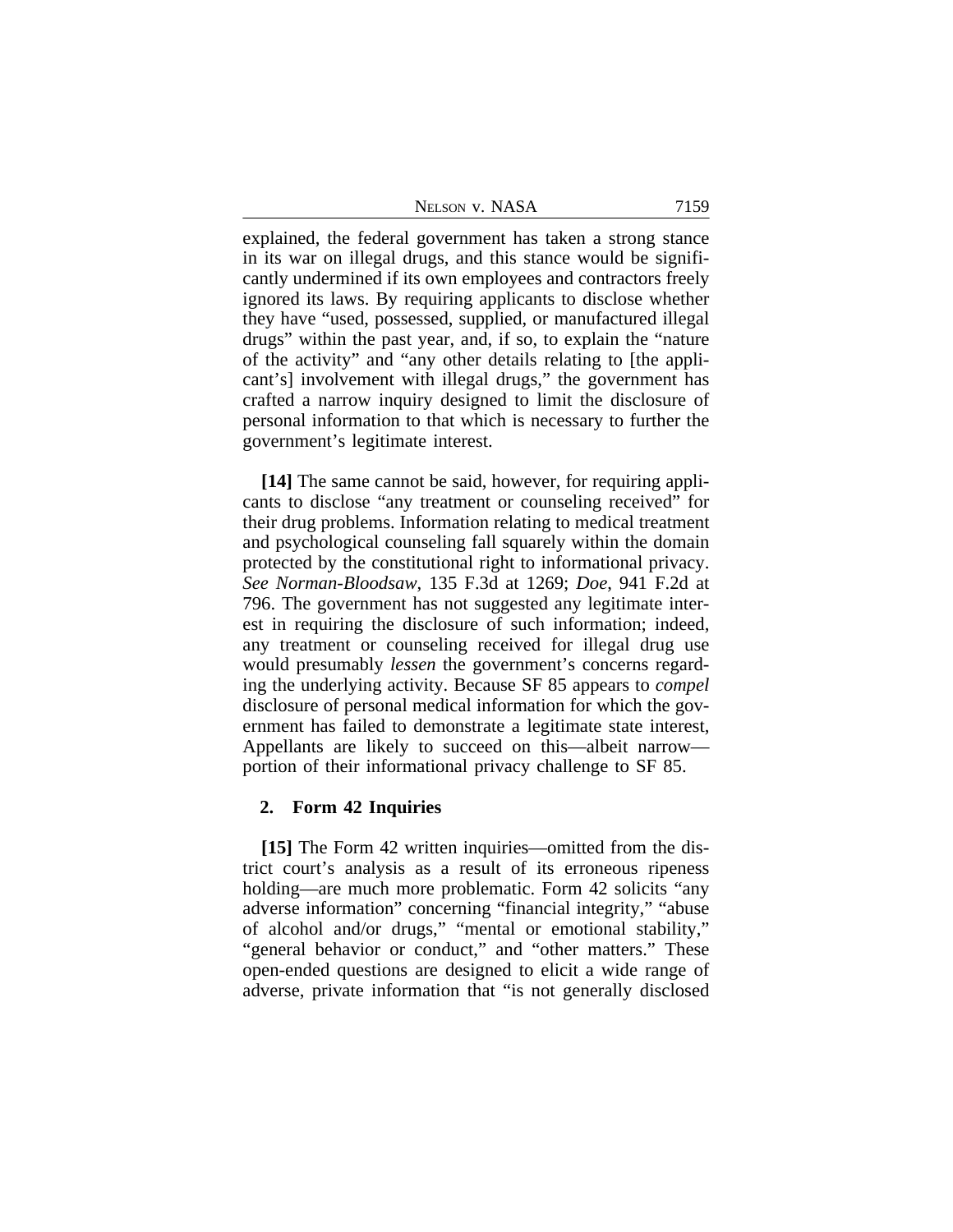explained, the federal government has taken a strong stance in its war on illegal drugs, and this stance would be significantly undermined if its own employees and contractors freely ignored its laws. By requiring applicants to disclose whether they have "used, possessed, supplied, or manufactured illegal drugs" within the past year, and, if so, to explain the "nature of the activity" and "any other details relating to [the applicant's] involvement with illegal drugs," the government has crafted a narrow inquiry designed to limit the disclosure of personal information to that which is necessary to further the government's legitimate interest.

**[14]** The same cannot be said, however, for requiring applicants to disclose "any treatment or counseling received" for their drug problems. Information relating to medical treatment and psychological counseling fall squarely within the domain protected by the constitutional right to informational privacy. *See Norman-Bloodsaw*, 135 F.3d at 1269; *Doe*, 941 F.2d at 796. The government has not suggested any legitimate interest in requiring the disclosure of such information; indeed, any treatment or counseling received for illegal drug use would presumably *lessen* the government's concerns regarding the underlying activity. Because SF 85 appears to *compel* disclosure of personal medical information for which the government has failed to demonstrate a legitimate state interest, Appellants are likely to succeed on this—albeit narrow—portion of their informational privacy challenge to SF 85.

### 2. Form 42 Inquiries

**[15]** The Form 42 written inquiries—omitted from the district court's analysis as a result of its erroneous ripeness holding—are much more problematic. Form 42 solicits "any adverse information" concerning "financial integrity," "abuse of alcohol and/or drugs," "mental or emotional stability," "general behavior or conduct," and "other matters." These open-ended questions are designed to elicit a wide range of adverse, private information that "is not generally disclosed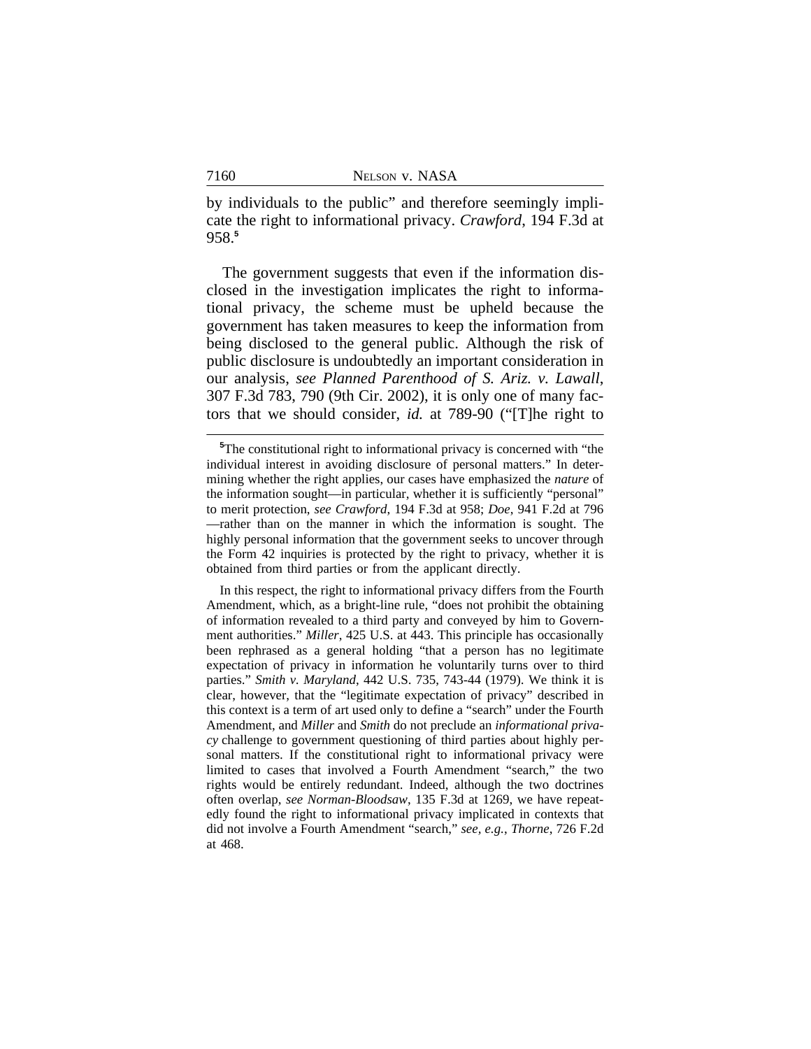by individuals to the public" and therefore seemingly implicate the right to informational privacy. *Crawford*, 194 F.3d at 958.[5]

The government suggests that even if the information disclosed in the investigation implicates the right to informational privacy, the scheme must be upheld because the government has taken measures to keep the information from being disclosed to the general public. Although the risk of public disclosure is undoubtedly an important consideration in our analysis, *see Planned Parenthood of S. Ariz. v. Lawall*, 307 F.3d 783, 790 (9th Cir. 2002), it is only one of many factors that we should consider, *id.* at 789-90 ("[T]he right to

[5]The constitutional right to informational privacy is concerned with "the individual interest in avoiding disclosure of personal matters." In determining whether the right applies, our cases have emphasized the *nature* of the information sought—in particular, whether it is sufficiently "personal" to merit protection, *see Crawford*, 194 F.3d at 958; *Doe*, 941 F.2d at 796 —rather than on the manner in which the information is sought. The highly personal information that the government seeks to uncover through the Form 42 inquiries is protected by the right to privacy, whether it is obtained from third parties or from the applicant directly.

In this respect, the right to informational privacy differs from the Fourth Amendment, which, as a bright-line rule, "does not prohibit the obtaining of information revealed to a third party and conveyed by him to Government authorities." *Miller*, 425 U.S. at 443. This principle has occasionally been rephrased as a general holding "that a person has no legitimate expectation of privacy in information he voluntarily turns over to third parties." *Smith v. Maryland*, 442 U.S. 735, 743-44 (1979). We think it is clear, however, that the "legitimate expectation of privacy" described in this context is a term of art used only to define a "search" under the Fourth Amendment, and *Miller* and *Smith* do not preclude an *informational privacy* challenge to government questioning of third parties about highly personal matters. If the constitutional right to informational privacy were limited to cases that involved a Fourth Amendment "search," the two rights would be entirely redundant. Indeed, although the two doctrines often overlap, *see Norman-Bloodsaw*, 135 F.3d at 1269, we have repeatedly found the right to informational privacy implicated in contexts that did not involve a Fourth Amendment "search," *see, e.g.*, *Thorne*, 726 F.2d at 468.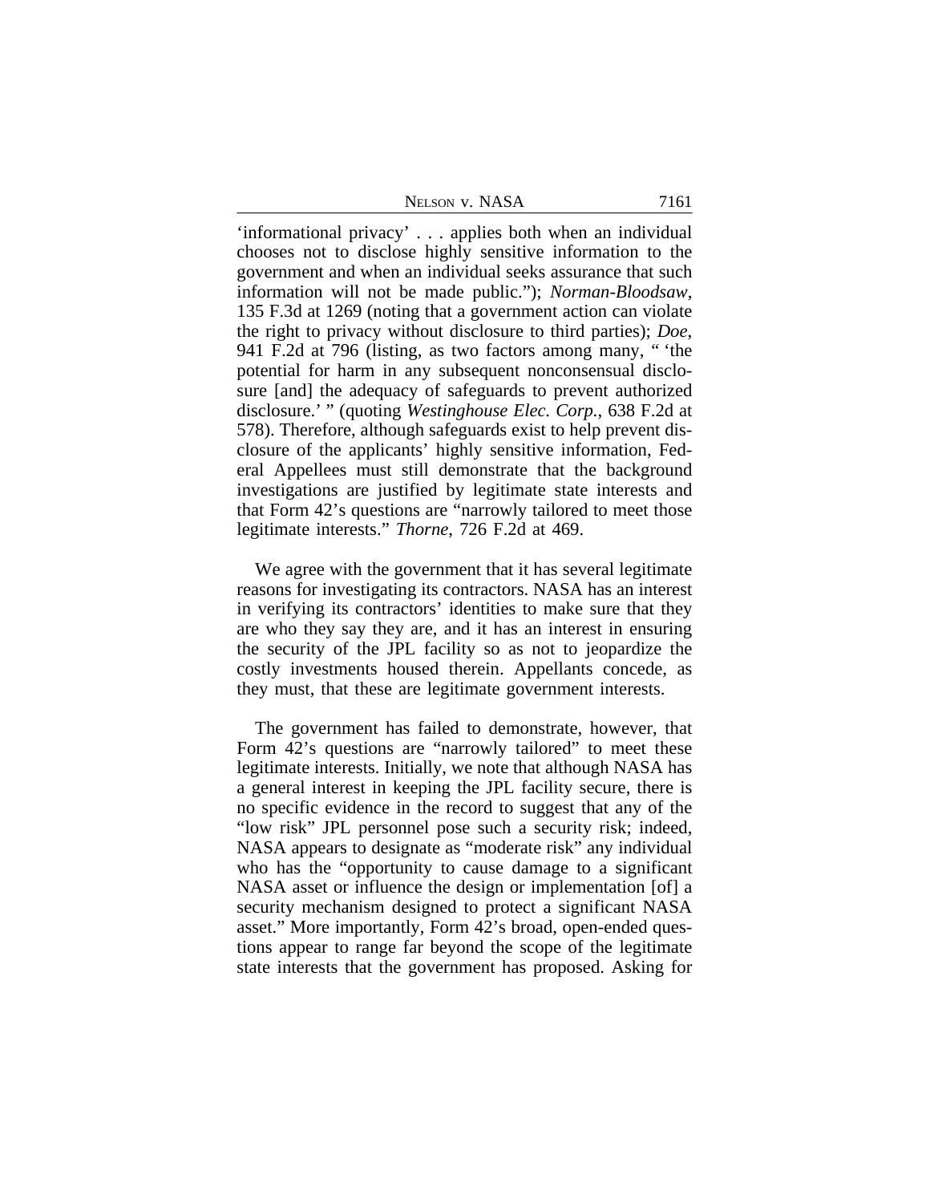'informational privacy' . . . applies both when an individual chooses not to disclose highly sensitive information to the government and when an individual seeks assurance that such information will not be made public."); *Norman-Bloodsaw*, 135 F.3d at 1269 (noting that a government action can violate the right to privacy without disclosure to third parties); *Doe*, 941 F.2d at 796 (listing, as two factors among many, " 'the potential for harm in any subsequent nonconsensual disclosure [and] the adequacy of safeguards to prevent authorized disclosure.' " (quoting *Westinghouse Elec. Corp.*, 638 F.2d at 578). Therefore, although safeguards exist to help prevent disclosure of the applicants' highly sensitive information, Federal Appellees must still demonstrate that the background investigations are justified by legitimate state interests and that Form 42's questions are "narrowly tailored to meet those legitimate interests." *Thorne*, 726 F.2d at 469.

We agree with the government that it has several legitimate reasons for investigating its contractors. NASA has an interest in verifying its contractors' identities to make sure that they are who they say they are, and it has an interest in ensuring the security of the JPL facility so as not to jeopardize the costly investments housed therein. Appellants concede, as they must, that these are legitimate government interests.

The government has failed to demonstrate, however, that Form 42's questions are "narrowly tailored" to meet these legitimate interests. Initially, we note that although NASA has a general interest in keeping the JPL facility secure, there is no specific evidence in the record to suggest that any of the "low risk" JPL personnel pose such a security risk; indeed, NASA appears to designate as "moderate risk" any individual who has the "opportunity to cause damage to a significant NASA asset or influence the design or implementation [of] a security mechanism designed to protect a significant NASA asset." More importantly, Form 42's broad, open-ended questions appear to range far beyond the scope of the legitimate state interests that the government has proposed. Asking for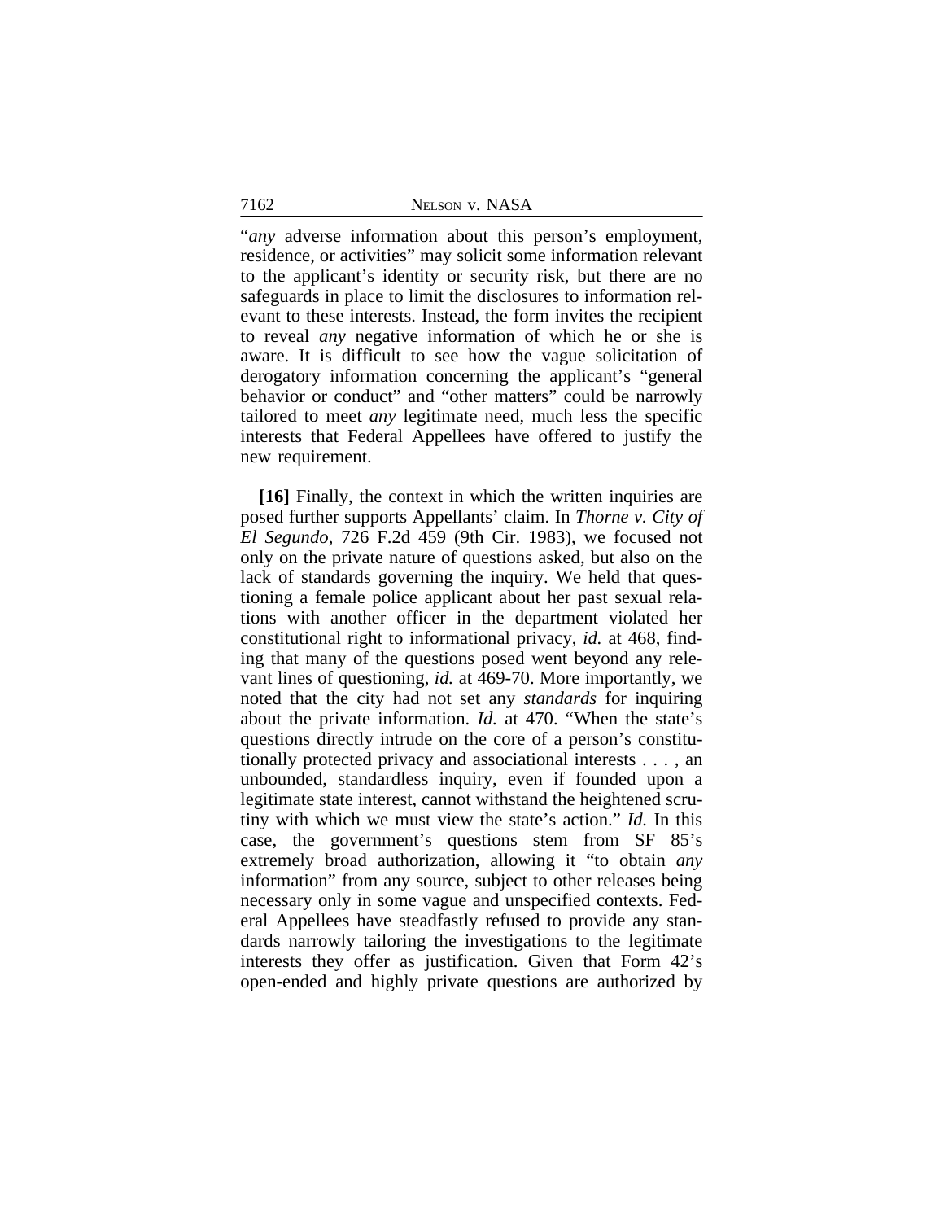"*any* adverse information about this person's employment, residence, or activities" may solicit some information relevant to the applicant's identity or security risk, but there are no safeguards in place to limit the disclosures to information relevant to these interests. Instead, the form invites the recipient to reveal *any* negative information of which he or she is aware. It is difficult to see how the vague solicitation of derogatory information concerning the applicant's "general behavior or conduct" and "other matters" could be narrowly tailored to meet *any* legitimate need, much less the specific interests that Federal Appellees have offered to justify the new requirement.

**[16]** Finally, the context in which the written inquiries are posed further supports Appellants' claim. In *Thorne v. City of El Segundo*, 726 F.2d 459 (9th Cir. 1983), we focused not only on the private nature of questions asked, but also on the lack of standards governing the inquiry. We held that questioning a female police applicant about her past sexual relations with another officer in the department violated her constitutional right to informational privacy, *id.* at 468, finding that many of the questions posed went beyond any relevant lines of questioning, *id.* at 469-70. More importantly, we noted that the city had not set any *standards* for inquiring about the private information. *Id.* at 470. "When the state's questions directly intrude on the core of a person's constitutionally protected privacy and associational interests . . . , an unbounded, standardless inquiry, even if founded upon a legitimate state interest, cannot withstand the heightened scrutiny with which we must view the state's action." *Id.* In this case, the government's questions stem from SF 85's extremely broad authorization, allowing it "to obtain *any* information" from any source, subject to other releases being necessary only in some vague and unspecified contexts. Federal Appellees have steadfastly refused to provide any standards narrowly tailoring the investigations to the legitimate interests they offer as justification. Given that Form 42's open-ended and highly private questions are authorized by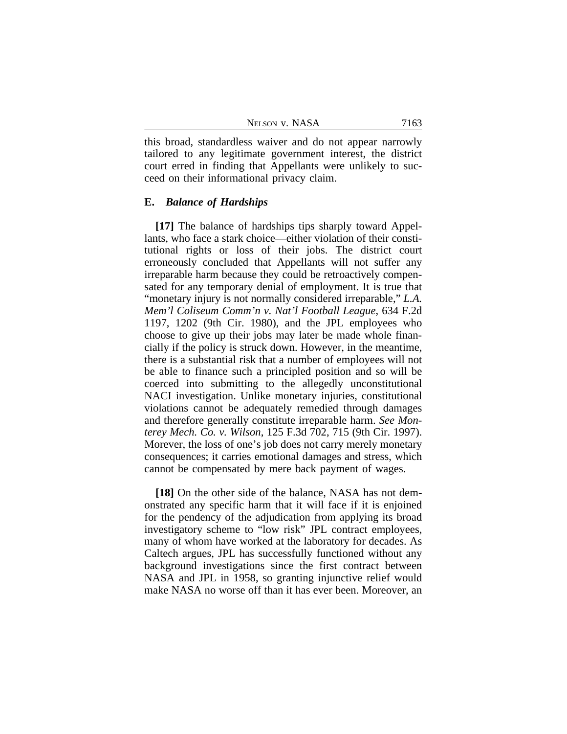this broad, standardless waiver and do not appear narrowly tailored to any legitimate government interest, the district court erred in finding that Appellants were unlikely to succeed on their informational privacy claim.

### E. *Balance of Hardships*

**[17]** The balance of hardships tips sharply toward Appellants, who face a stark choice—either violation of their constitutional rights or loss of their jobs. The district court erroneously concluded that Appellants will not suffer any irreparable harm because they could be retroactively compensated for any temporary denial of employment. It is true that "monetary injury is not normally considered irreparable," *L.A. Mem'l Coliseum Comm'n v. Nat'l Football League*, 634 F.2d 1197, 1202 (9th Cir. 1980), and the JPL employees who choose to give up their jobs may later be made whole financially if the policy is struck down. However, in the meantime, there is a substantial risk that a number of employees will not be able to finance such a principled position and so will be coerced into submitting to the allegedly unconstitutional NACI investigation. Unlike monetary injuries, constitutional violations cannot be adequately remedied through damages and therefore generally constitute irreparable harm. *See Monterey Mech. Co. v. Wilson*, 125 F.3d 702, 715 (9th Cir. 1997). Morever, the loss of one's job does not carry merely monetary consequences; it carries emotional damages and stress, which cannot be compensated by mere back payment of wages.

**[18]** On the other side of the balance, NASA has not demonstrated any specific harm that it will face if it is enjoined for the pendency of the adjudication from applying its broad investigatory scheme to "low risk" JPL contract employees, many of whom have worked at the laboratory for decades. As Caltech argues, JPL has successfully functioned without any background investigations since the first contract between NASA and JPL in 1958, so granting injunctive relief would make NASA no worse off than it has ever been. Moreover, an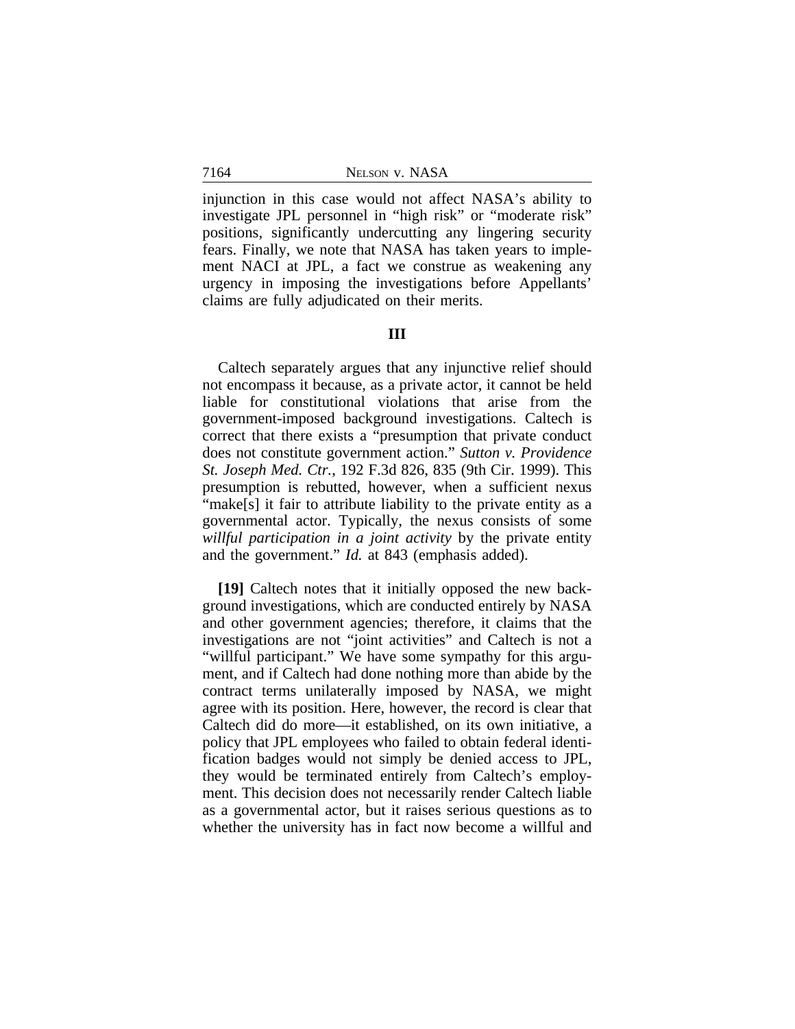injunction in this case would not affect NASA's ability to investigate JPL personnel in "high risk" or "moderate risk" positions, significantly undercutting any lingering security fears. Finally, we note that NASA has taken years to implement NACI at JPL, a fact we construe as weakening any urgency in imposing the investigations before Appellants' claims are fully adjudicated on their merits.

## III

Caltech separately argues that any injunctive relief should not encompass it because, as a private actor, it cannot be held liable for constitutional violations that arise from the government-imposed background investigations. Caltech is correct that there exists a "presumption that private conduct does not constitute government action." *Sutton v. Providence St. Joseph Med. Ctr.*, 192 F.3d 826, 835 (9th Cir. 1999). This presumption is rebutted, however, when a sufficient nexus "make[s] it fair to attribute liability to the private entity as a governmental actor. Typically, the nexus consists of some *willful participation in a joint activity* by the private entity and the government." *Id.* at 843 (emphasis added).

**[19]** Caltech notes that it initially opposed the new background investigations, which are conducted entirely by NASA and other government agencies; therefore, it claims that the investigations are not "joint activities" and Caltech is not a "willful participant." We have some sympathy for this argument, and if Caltech had done nothing more than abide by the contract terms unilaterally imposed by NASA, we might agree with its position. Here, however, the record is clear that Caltech did do more—it established, on its own initiative, a policy that JPL employees who failed to obtain federal identification badges would not simply be denied access to JPL, they would be terminated entirely from Caltech's employment. This decision does not necessarily render Caltech liable as a governmental actor, but it raises serious questions as to whether the university has in fact now become a willful and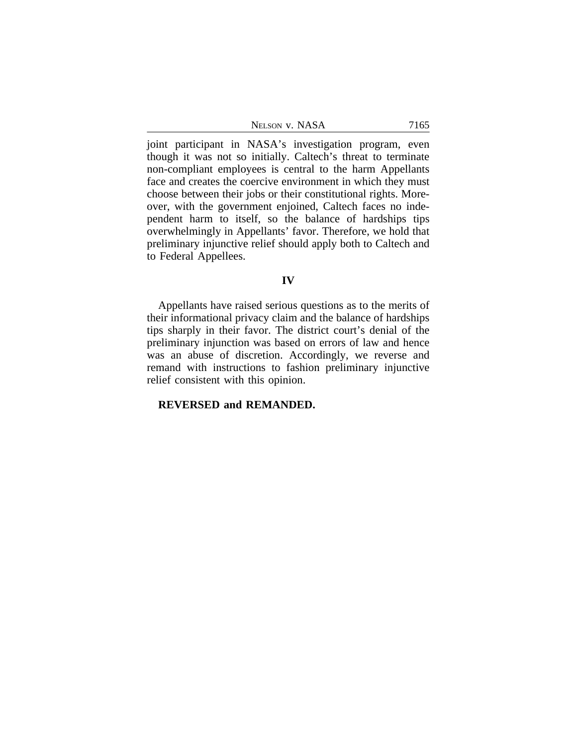joint participant in NASA's investigation program, even though it was not so initially. Caltech's threat to terminate non-compliant employees is central to the harm Appellants face and creates the coercive environment in which they must choose between their jobs or their constitutional rights. Moreover, with the government enjoined, Caltech faces no independent harm to itself, so the balance of hardships tips overwhelmingly in Appellants' favor. Therefore, we hold that preliminary injunctive relief should apply both to Caltech and to Federal Appellees.

## IV

Appellants have raised serious questions as to the merits of their informational privacy claim and the balance of hardships tips sharply in their favor. The district court's denial of the preliminary injunction was based on errors of law and hence was an abuse of discretion. Accordingly, we reverse and remand with instructions to fashion preliminary injunctive relief consistent with this opinion.

**REVERSED and REMANDED.**